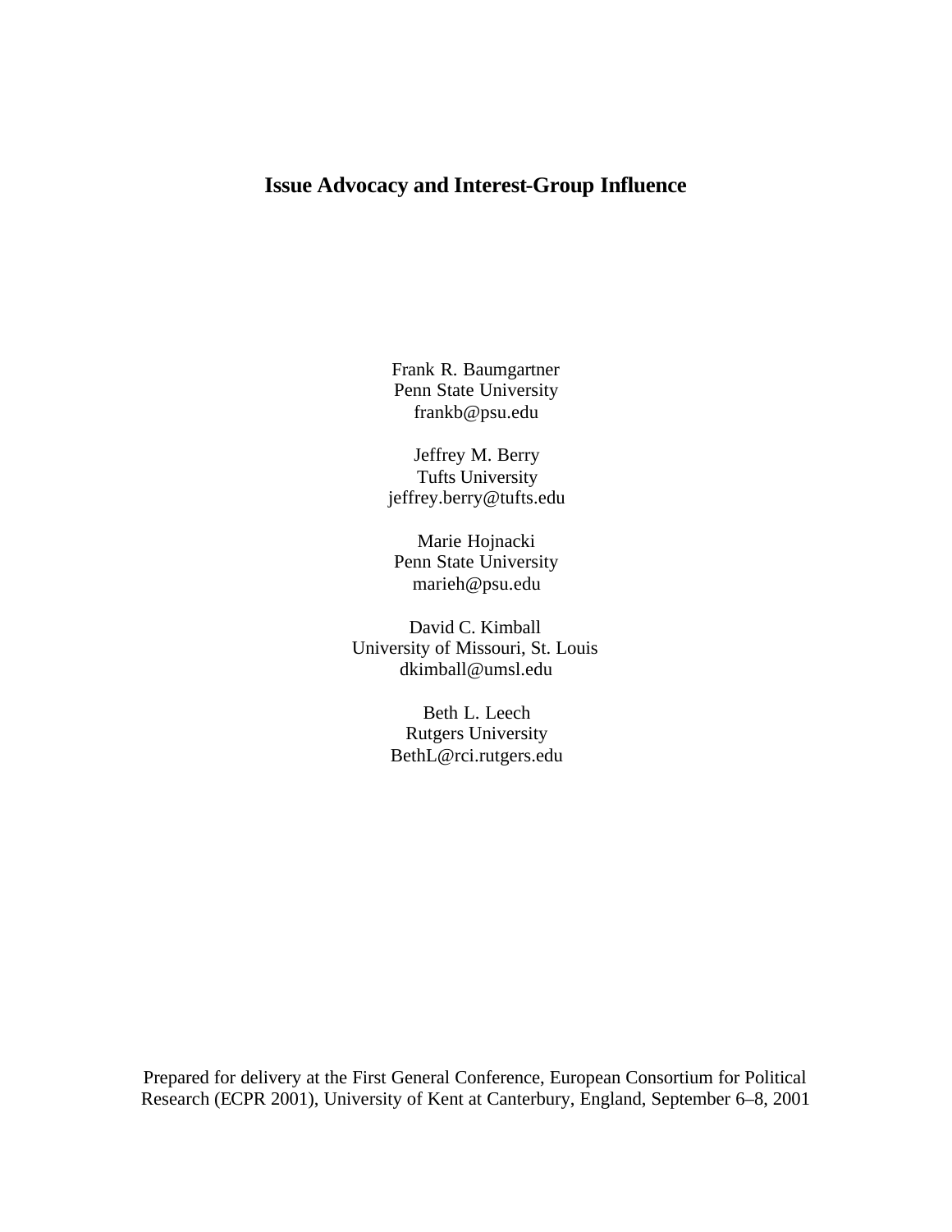# Issue Advocacy and Interest-Group Influence

Frank R. Baumgartner
Penn State University
frankb@psu.edu

Jeffrey M. Berry
Tufts University
jeffrey.berry@tufts.edu

Marie Hojnacki
Penn State University
marieh@psu.edu

David C. Kimball
University of Missouri, St. Louis
dkimball@umsl.edu

Beth L. Leech
Rutgers University
BethL@rci.rutgers.edu

Prepared for delivery at the First General Conference, European Consortium for Political Research (ECPR 2001), University of Kent at Canterbury, England, September 6–8, 2001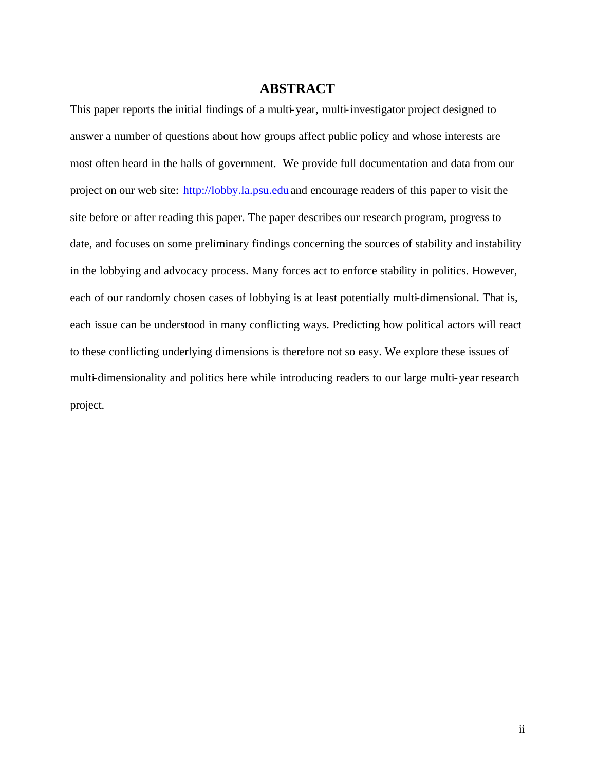# ABSTRACT

This paper reports the initial findings of a multi-year, multi-investigator project designed to answer a number of questions about how groups affect public policy and whose interests are most often heard in the halls of government. We provide full documentation and data from our project on our web site: [http://lobby.la.psu.edu](http://lobby.la.psu.edu) and encourage readers of this paper to visit the site before or after reading this paper. The paper describes our research program, progress to date, and focuses on some preliminary findings concerning the sources of stability and instability in the lobbying and advocacy process. Many forces act to enforce stability in politics. However, each of our randomly chosen cases of lobbying is at least potentially multi-dimensional. That is, each issue can be understood in many conflicting ways. Predicting how political actors will react to these conflicting underlying dimensions is therefore not so easy. We explore these issues of multi-dimensionality and politics here while introducing readers to our large multi-year research project.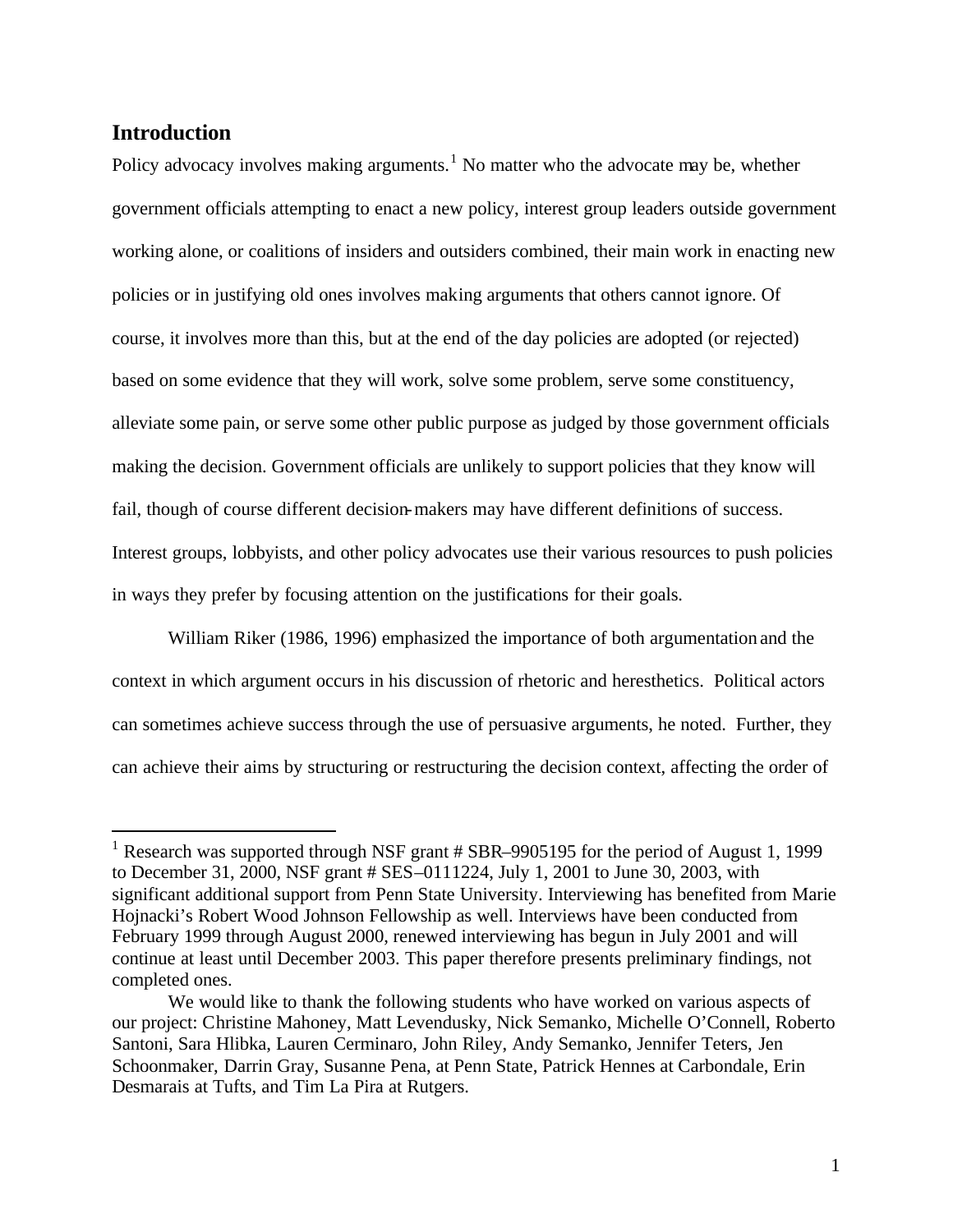## Introduction

Policy advocacy involves making arguments.[1] No matter who the advocate may be, whether government officials attempting to enact a new policy, interest group leaders outside government working alone, or coalitions of insiders and outsiders combined, their main work in enacting new policies or in justifying old ones involves making arguments that others cannot ignore. Of course, it involves more than this, but at the end of the day policies are adopted (or rejected) based on some evidence that they will work, solve some problem, serve some constituency, alleviate some pain, or serve some other public purpose as judged by those government officials making the decision. Government officials are unlikely to support policies that they know will fail, though of course different decision-makers may have different definitions of success. Interest groups, lobbyists, and other policy advocates use their various resources to push policies in ways they prefer by focusing attention on the justifications for their goals.

William Riker (1986, 1996) emphasized the importance of both argumentation and the context in which argument occurs in his discussion of rhetoric and heresthetics. Political actors can sometimes achieve success through the use of persuasive arguments, he noted. Further, they can achieve their aims by structuring or restructuring the decision context, affecting the order of

---

[1] Research was supported through NSF grant # SBR–9905195 for the period of August 1, 1999 to December 31, 2000, NSF grant # SES–0111224, July 1, 2001 to June 30, 2003, with significant additional support from Penn State University. Interviewing has benefited from Marie Hojnacki's Robert Wood Johnson Fellowship as well. Interviews have been conducted from February 1999 through August 2000, renewed interviewing has begun in July 2001 and will continue at least until December 2003. This paper therefore presents preliminary findings, not completed ones.

We would like to thank the following students who have worked on various aspects of our project: Christine Mahoney, Matt Levendusky, Nick Semanko, Michelle O'Connell, Roberto Santoni, Sara Hlibka, Lauren Cerminaro, John Riley, Andy Semanko, Jennifer Teters, Jen Schoonmaker, Darrin Gray, Susanne Pena, at Penn State, Patrick Hennes at Carbondale, Erin Desmarais at Tufts, and Tim La Pira at Rutgers.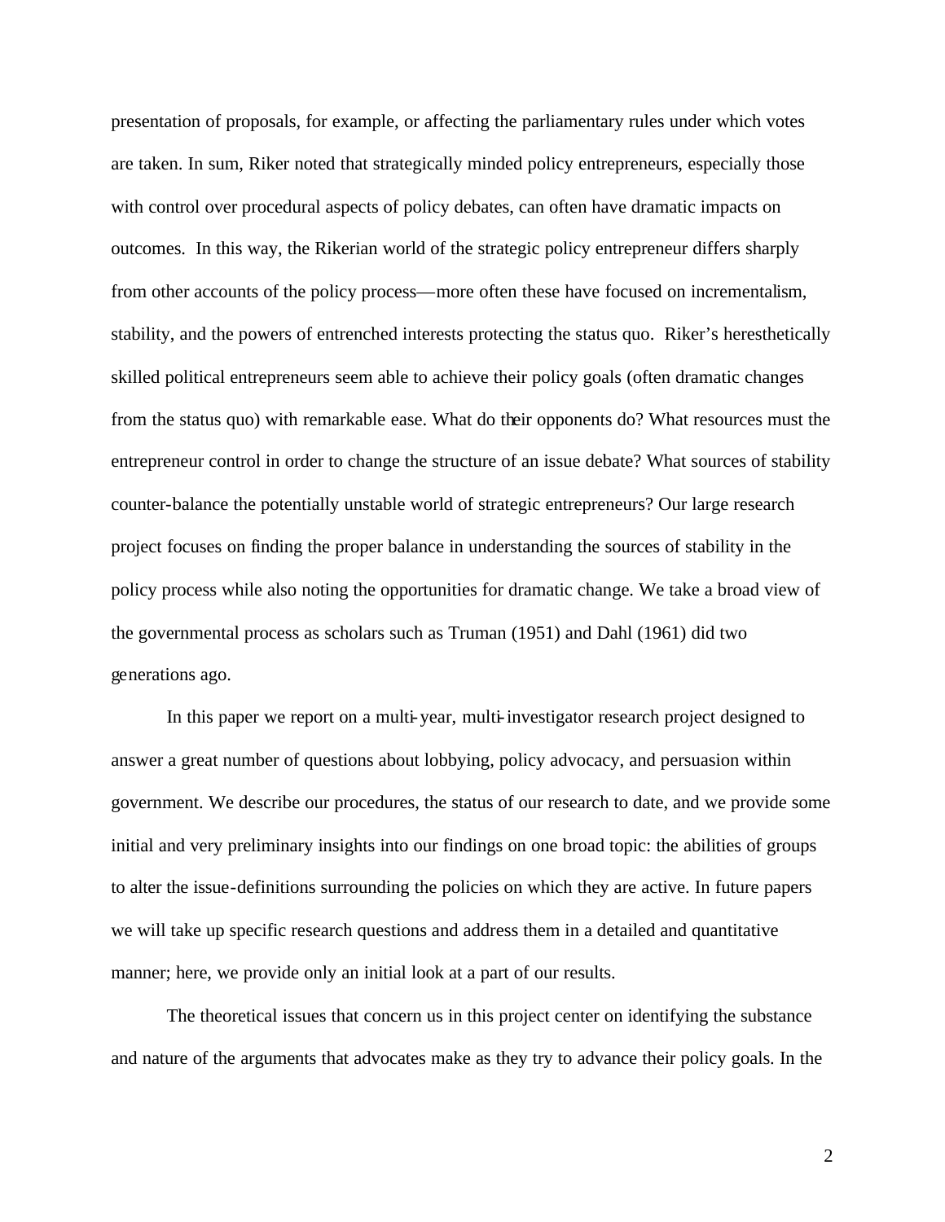presentation of proposals, for example, or affecting the parliamentary rules under which votes are taken. In sum, Riker noted that strategically minded policy entrepreneurs, especially those with control over procedural aspects of policy debates, can often have dramatic impacts on outcomes. In this way, the Rikerian world of the strategic policy entrepreneur differs sharply from other accounts of the policy process—more often these have focused on incrementalism, stability, and the powers of entrenched interests protecting the status quo. Riker's heresthetically skilled political entrepreneurs seem able to achieve their policy goals (often dramatic changes from the status quo) with remarkable ease. What do their opponents do? What resources must the entrepreneur control in order to change the structure of an issue debate? What sources of stability counter-balance the potentially unstable world of strategic entrepreneurs? Our large research project focuses on finding the proper balance in understanding the sources of stability in the policy process while also noting the opportunities for dramatic change. We take a broad view of the governmental process as scholars such as Truman (1951) and Dahl (1961) did two generations ago.

In this paper we report on a multi-year, multi-investigator research project designed to answer a great number of questions about lobbying, policy advocacy, and persuasion within government. We describe our procedures, the status of our research to date, and we provide some initial and very preliminary insights into our findings on one broad topic: the abilities of groups to alter the issue-definitions surrounding the policies on which they are active. In future papers we will take up specific research questions and address them in a detailed and quantitative manner; here, we provide only an initial look at a part of our results.

The theoretical issues that concern us in this project center on identifying the substance and nature of the arguments that advocates make as they try to advance their policy goals. In the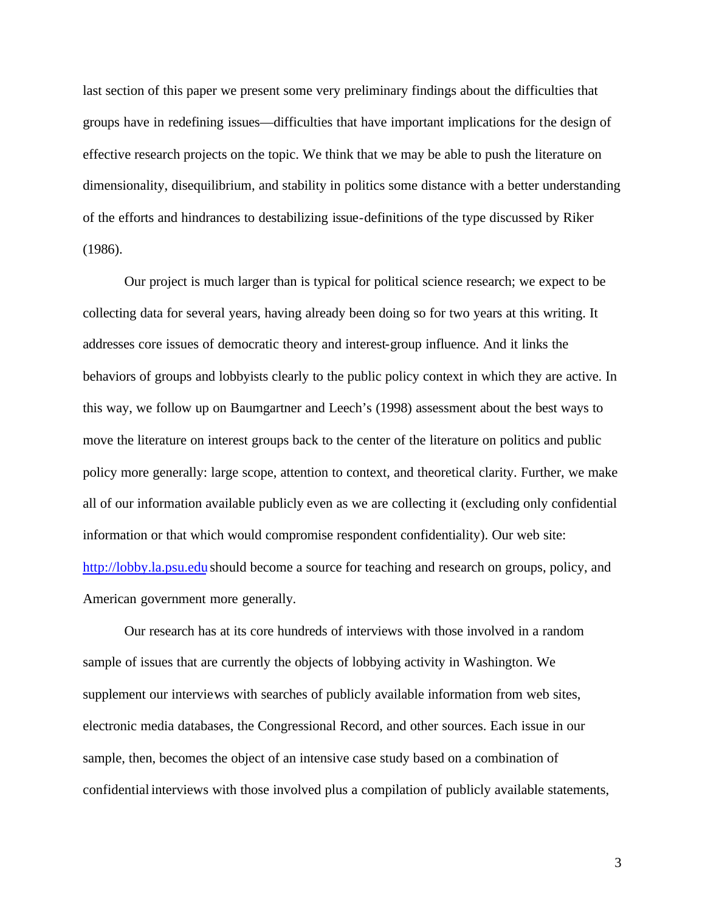last section of this paper we present some very preliminary findings about the difficulties that groups have in redefining issues—difficulties that have important implications for the design of effective research projects on the topic. We think that we may be able to push the literature on dimensionality, disequilibrium, and stability in politics some distance with a better understanding of the efforts and hindrances to destabilizing issue-definitions of the type discussed by Riker (1986).

Our project is much larger than is typical for political science research; we expect to be collecting data for several years, having already been doing so for two years at this writing. It addresses core issues of democratic theory and interest-group influence. And it links the behaviors of groups and lobbyists clearly to the public policy context in which they are active. In this way, we follow up on Baumgartner and Leech's (1998) assessment about the best ways to move the literature on interest groups back to the center of the literature on politics and public policy more generally: large scope, attention to context, and theoretical clarity. Further, we make all of our information available publicly even as we are collecting it (excluding only confidential information or that which would compromise respondent confidentiality). Our web site: [http://lobby.la.psu.edu](http://lobby.la.psu.edu) should become a source for teaching and research on groups, policy, and American government more generally.

Our research has at its core hundreds of interviews with those involved in a random sample of issues that are currently the objects of lobbying activity in Washington. We supplement our interviews with searches of publicly available information from web sites, electronic media databases, the Congressional Record, and other sources. Each issue in our sample, then, becomes the object of an intensive case study based on a combination of confidential interviews with those involved plus a compilation of publicly available statements,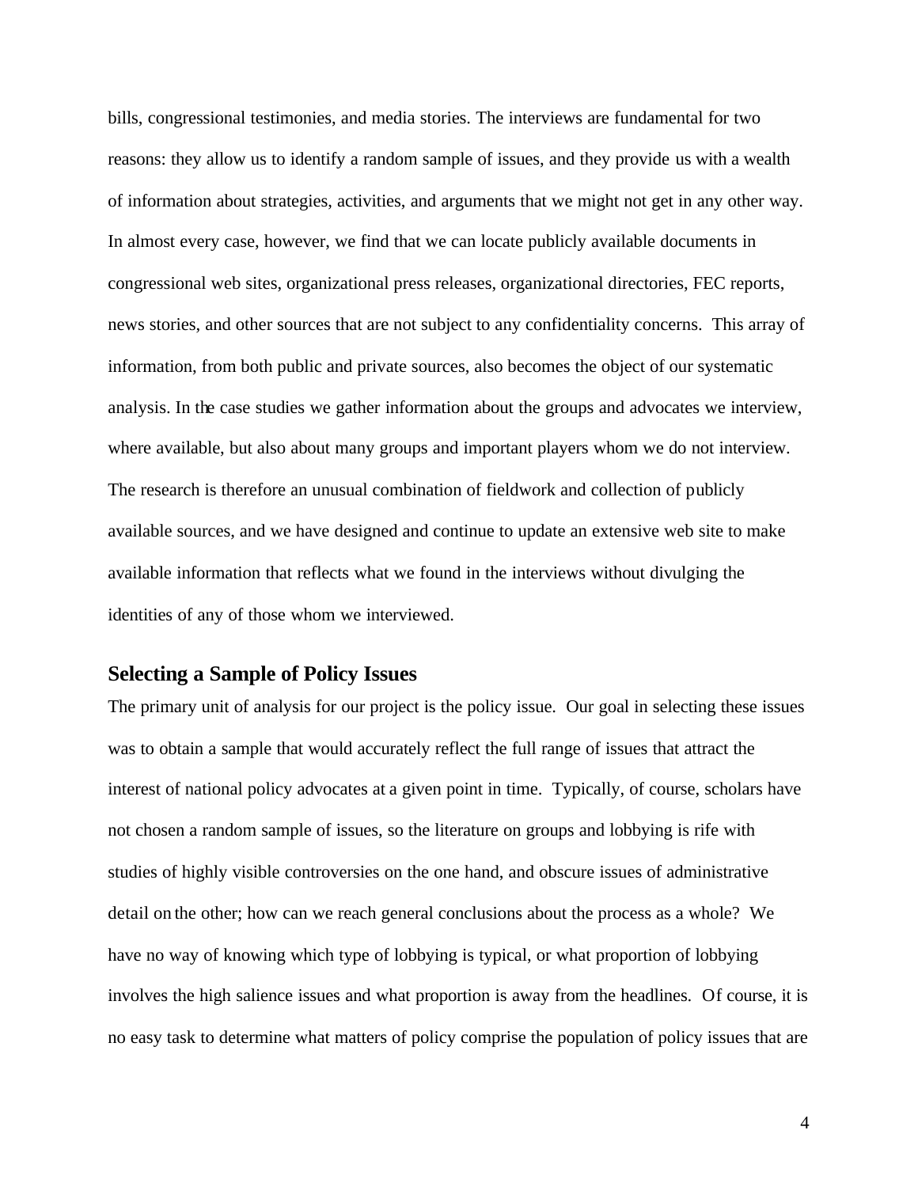bills, congressional testimonies, and media stories. The interviews are fundamental for two reasons: they allow us to identify a random sample of issues, and they provide us with a wealth of information about strategies, activities, and arguments that we might not get in any other way. In almost every case, however, we find that we can locate publicly available documents in congressional web sites, organizational press releases, organizational directories, FEC reports, news stories, and other sources that are not subject to any confidentiality concerns. This array of information, from both public and private sources, also becomes the object of our systematic analysis. In the case studies we gather information about the groups and advocates we interview, where available, but also about many groups and important players whom we do not interview. The research is therefore an unusual combination of fieldwork and collection of publicly available sources, and we have designed and continue to update an extensive web site to make available information that reflects what we found in the interviews without divulging the identities of any of those whom we interviewed.

## Selecting a Sample of Policy Issues

The primary unit of analysis for our project is the policy issue. Our goal in selecting these issues was to obtain a sample that would accurately reflect the full range of issues that attract the interest of national policy advocates at a given point in time. Typically, of course, scholars have not chosen a random sample of issues, so the literature on groups and lobbying is rife with studies of highly visible controversies on the one hand, and obscure issues of administrative detail on the other; how can we reach general conclusions about the process as a whole? We have no way of knowing which type of lobbying is typical, or what proportion of lobbying involves the high salience issues and what proportion is away from the headlines. Of course, it is no easy task to determine what matters of policy comprise the population of policy issues that are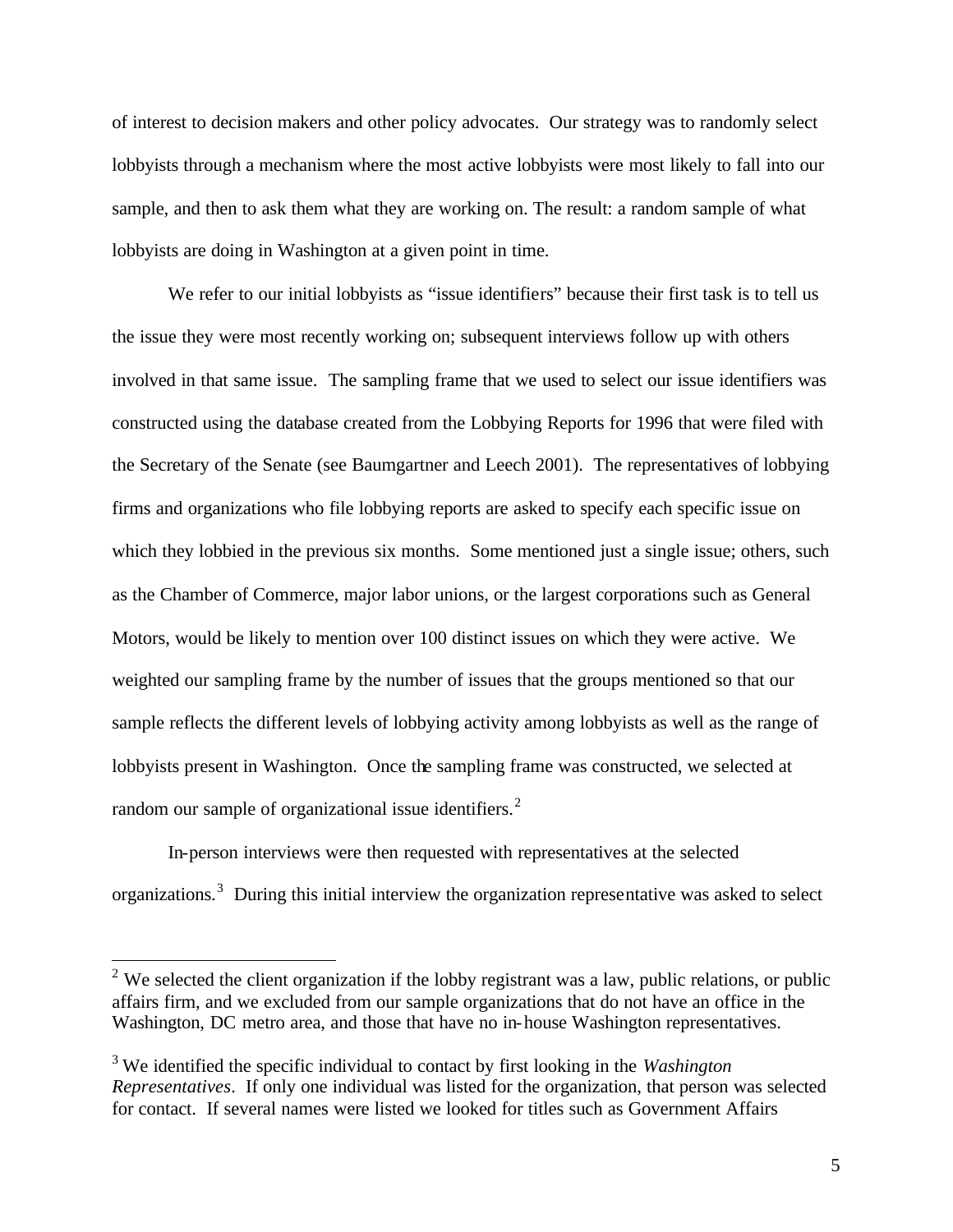of interest to decision makers and other policy advocates. Our strategy was to randomly select lobbyists through a mechanism where the most active lobbyists were most likely to fall into our sample, and then to ask them what they are working on. The result: a random sample of what lobbyists are doing in Washington at a given point in time.

We refer to our initial lobbyists as "issue identifiers" because their first task is to tell us the issue they were most recently working on; subsequent interviews follow up with others involved in that same issue. The sampling frame that we used to select our issue identifiers was constructed using the database created from the Lobbying Reports for 1996 that were filed with the Secretary of the Senate (see Baumgartner and Leech 2001). The representatives of lobbying firms and organizations who file lobbying reports are asked to specify each specific issue on which they lobbied in the previous six months. Some mentioned just a single issue; others, such as the Chamber of Commerce, major labor unions, or the largest corporations such as General Motors, would be likely to mention over 100 distinct issues on which they were active. We weighted our sampling frame by the number of issues that the groups mentioned so that our sample reflects the different levels of lobbying activity among lobbyists as well as the range of lobbyists present in Washington. Once the sampling frame was constructed, we selected at random our sample of organizational issue identifiers.[2]

In-person interviews were then requested with representatives at the selected organizations.[3] During this initial interview the organization representative was asked to select

---

[2] We selected the client organization if the lobby registrant was a law, public relations, or public affairs firm, and we excluded from our sample organizations that do not have an office in the Washington, DC metro area, and those that have no in-house Washington representatives.

[3] We identified the specific individual to contact by first looking in the *Washington Representatives*. If only one individual was listed for the organization, that person was selected for contact. If several names were listed we looked for titles such as Government Affairs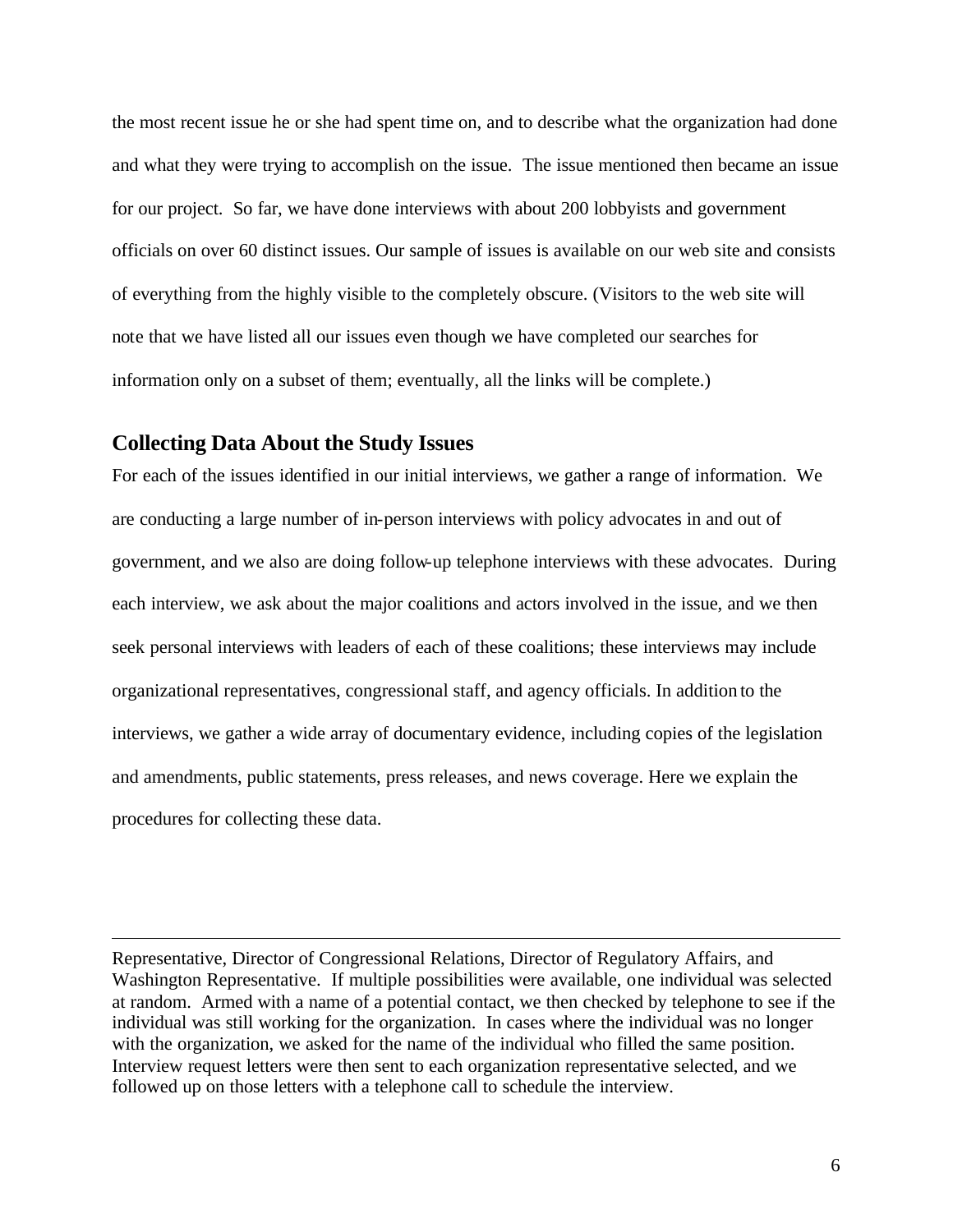the most recent issue he or she had spent time on, and to describe what the organization had done and what they were trying to accomplish on the issue. The issue mentioned then became an issue for our project. So far, we have done interviews with about 200 lobbyists and government officials on over 60 distinct issues. Our sample of issues is available on our web site and consists of everything from the highly visible to the completely obscure. (Visitors to the web site will note that we have listed all our issues even though we have completed our searches for information only on a subset of them; eventually, all the links will be complete.)

## Collecting Data About the Study Issues

For each of the issues identified in our initial interviews, we gather a range of information. We are conducting a large number of in-person interviews with policy advocates in and out of government, and we also are doing follow-up telephone interviews with these advocates. During each interview, we ask about the major coalitions and actors involved in the issue, and we then seek personal interviews with leaders of each of these coalitions; these interviews may include organizational representatives, congressional staff, and agency officials. In addition to the interviews, we gather a wide array of documentary evidence, including copies of the legislation and amendments, public statements, press releases, and news coverage. Here we explain the procedures for collecting these data.

---

Representative, Director of Congressional Relations, Director of Regulatory Affairs, and Washington Representative. If multiple possibilities were available, one individual was selected at random. Armed with a name of a potential contact, we then checked by telephone to see if the individual was still working for the organization. In cases where the individual was no longer with the organization, we asked for the name of the individual who filled the same position. Interview request letters were then sent to each organization representative selected, and we followed up on those letters with a telephone call to schedule the interview.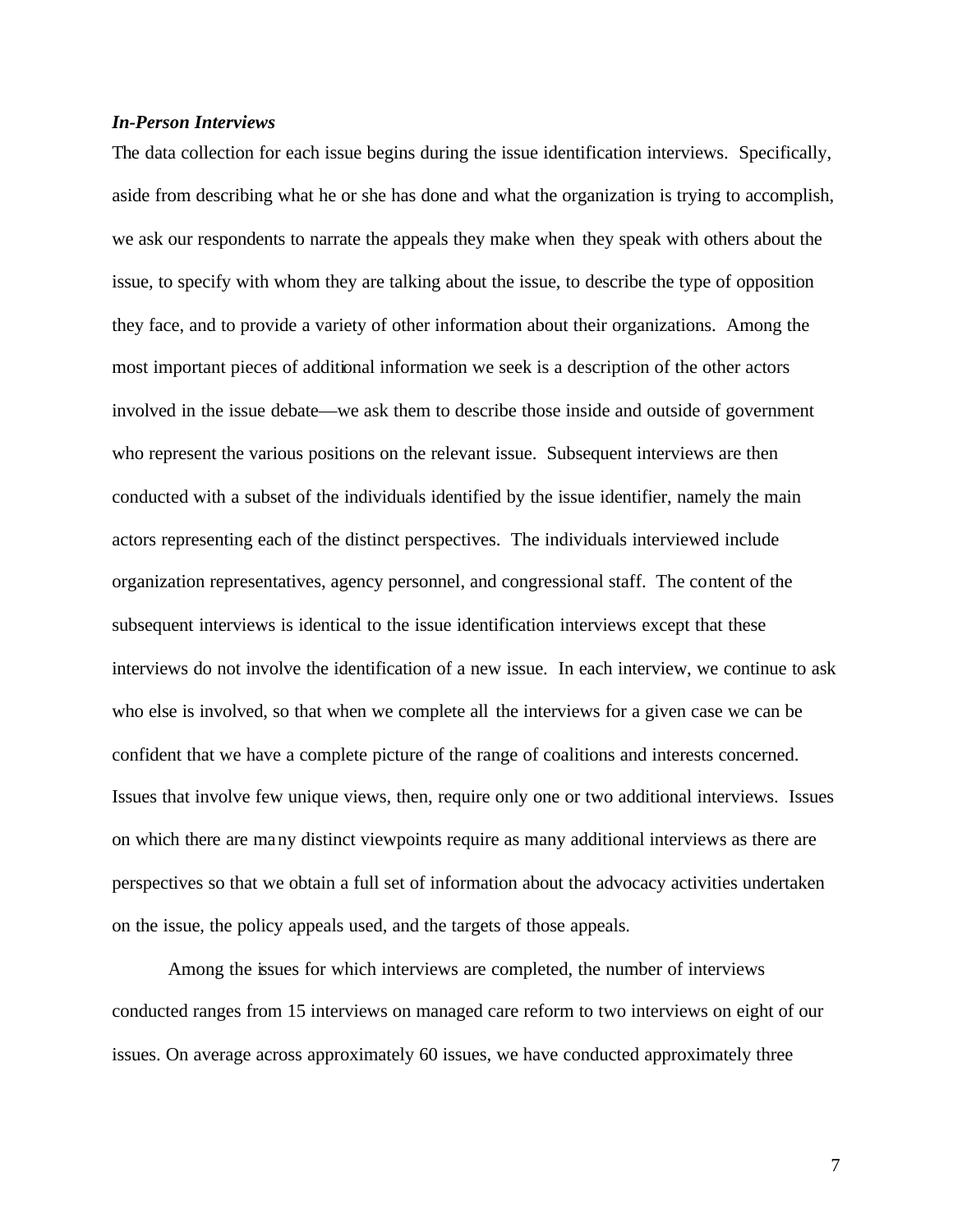### *In-Person Interviews*

The data collection for each issue begins during the issue identification interviews. Specifically, aside from describing what he or she has done and what the organization is trying to accomplish, we ask our respondents to narrate the appeals they make when they speak with others about the issue, to specify with whom they are talking about the issue, to describe the type of opposition they face, and to provide a variety of other information about their organizations. Among the most important pieces of additional information we seek is a description of the other actors involved in the issue debate—we ask them to describe those inside and outside of government who represent the various positions on the relevant issue. Subsequent interviews are then conducted with a subset of the individuals identified by the issue identifier, namely the main actors representing each of the distinct perspectives. The individuals interviewed include organization representatives, agency personnel, and congressional staff. The content of the subsequent interviews is identical to the issue identification interviews except that these interviews do not involve the identification of a new issue. In each interview, we continue to ask who else is involved, so that when we complete all the interviews for a given case we can be confident that we have a complete picture of the range of coalitions and interests concerned. Issues that involve few unique views, then, require only one or two additional interviews. Issues on which there are many distinct viewpoints require as many additional interviews as there are perspectives so that we obtain a full set of information about the advocacy activities undertaken on the issue, the policy appeals used, and the targets of those appeals.

Among the issues for which interviews are completed, the number of interviews conducted ranges from 15 interviews on managed care reform to two interviews on eight of our issues. On average across approximately 60 issues, we have conducted approximately three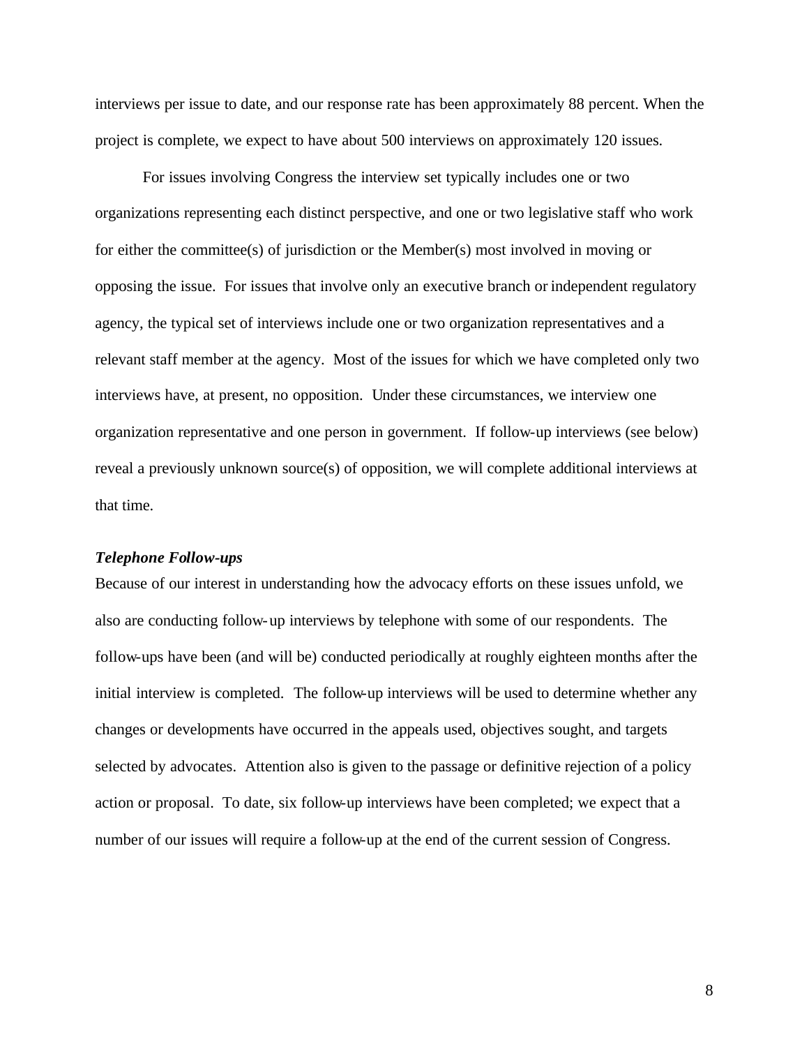interviews per issue to date, and our response rate has been approximately 88 percent. When the project is complete, we expect to have about 500 interviews on approximately 120 issues.

For issues involving Congress the interview set typically includes one or two organizations representing each distinct perspective, and one or two legislative staff who work for either the committee(s) of jurisdiction or the Member(s) most involved in moving or opposing the issue. For issues that involve only an executive branch or independent regulatory agency, the typical set of interviews include one or two organization representatives and a relevant staff member at the agency. Most of the issues for which we have completed only two interviews have, at present, no opposition. Under these circumstances, we interview one organization representative and one person in government. If follow-up interviews (see below) reveal a previously unknown source(s) of opposition, we will complete additional interviews at that time.

***Telephone Follow-ups***

Because of our interest in understanding how the advocacy efforts on these issues unfold, we also are conducting follow-up interviews by telephone with some of our respondents. The follow-ups have been (and will be) conducted periodically at roughly eighteen months after the initial interview is completed. The follow-up interviews will be used to determine whether any changes or developments have occurred in the appeals used, objectives sought, and targets selected by advocates. Attention also is given to the passage or definitive rejection of a policy action or proposal. To date, six follow-up interviews have been completed; we expect that a number of our issues will require a follow-up at the end of the current session of Congress.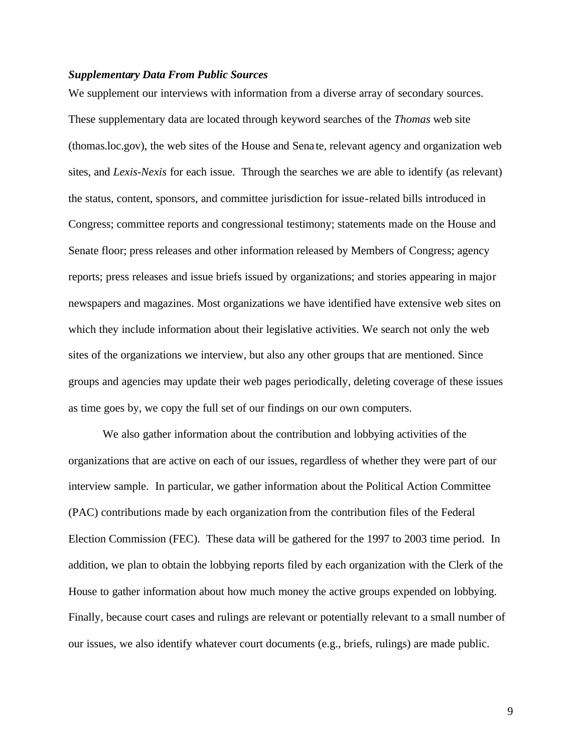### *Supplementary Data From Public Sources*

We supplement our interviews with information from a diverse array of secondary sources. These supplementary data are located through keyword searches of the *Thomas* web site (thomas.loc.gov), the web sites of the House and Senate, relevant agency and organization web sites, and *Lexis-Nexis* for each issue. Through the searches we are able to identify (as relevant) the status, content, sponsors, and committee jurisdiction for issue-related bills introduced in Congress; committee reports and congressional testimony; statements made on the House and Senate floor; press releases and other information released by Members of Congress; agency reports; press releases and issue briefs issued by organizations; and stories appearing in major newspapers and magazines. Most organizations we have identified have extensive web sites on which they include information about their legislative activities. We search not only the web sites of the organizations we interview, but also any other groups that are mentioned. Since groups and agencies may update their web pages periodically, deleting coverage of these issues as time goes by, we copy the full set of our findings on our own computers.

We also gather information about the contribution and lobbying activities of the organizations that are active on each of our issues, regardless of whether they were part of our interview sample. In particular, we gather information about the Political Action Committee (PAC) contributions made by each organization from the contribution files of the Federal Election Commission (FEC). These data will be gathered for the 1997 to 2003 time period. In addition, we plan to obtain the lobbying reports filed by each organization with the Clerk of the House to gather information about how much money the active groups expended on lobbying. Finally, because court cases and rulings are relevant or potentially relevant to a small number of our issues, we also identify whatever court documents (e.g., briefs, rulings) are made public.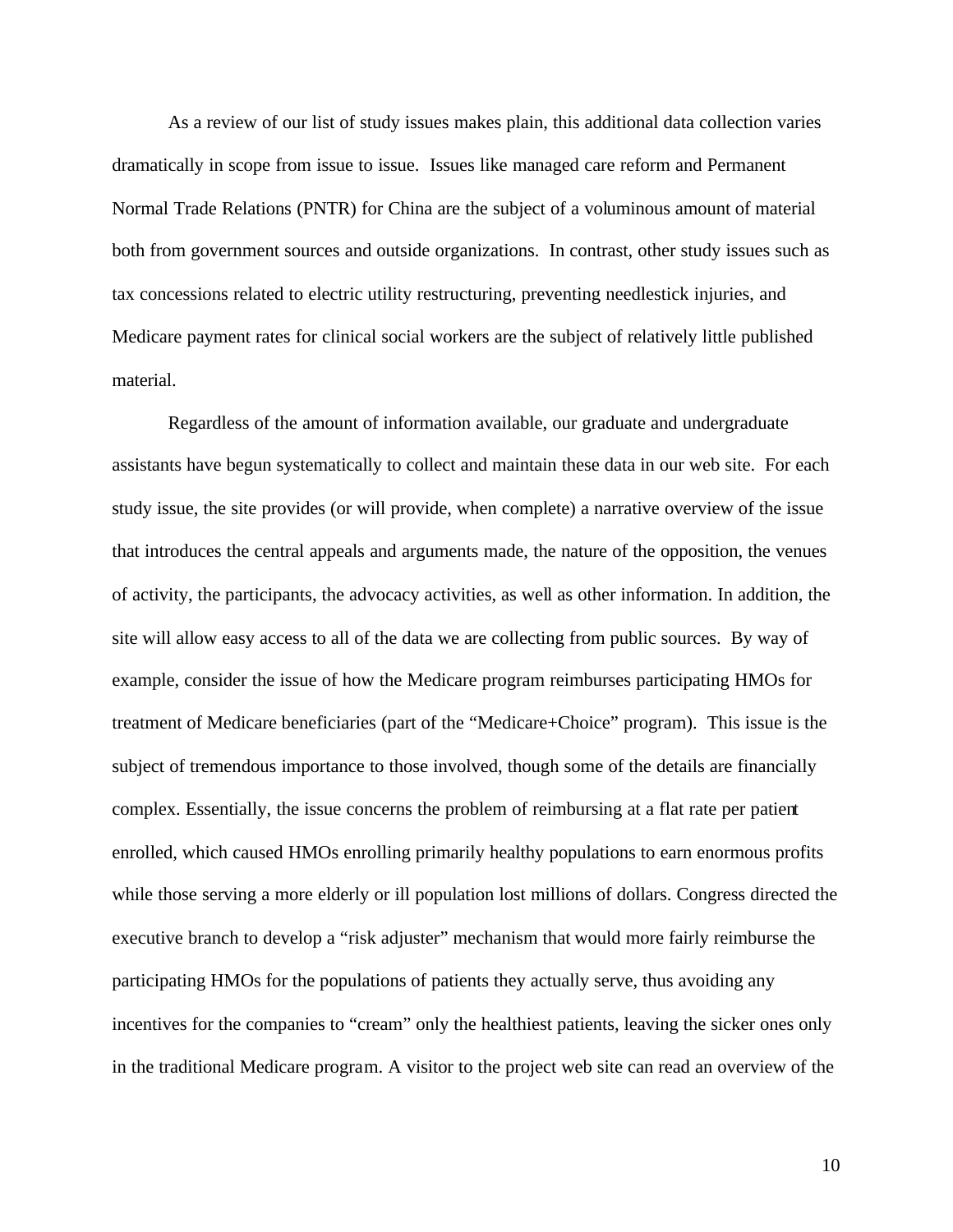As a review of our list of study issues makes plain, this additional data collection varies dramatically in scope from issue to issue. Issues like managed care reform and Permanent Normal Trade Relations (PNTR) for China are the subject of a voluminous amount of material both from government sources and outside organizations. In contrast, other study issues such as tax concessions related to electric utility restructuring, preventing needlestick injuries, and Medicare payment rates for clinical social workers are the subject of relatively little published material.

Regardless of the amount of information available, our graduate and undergraduate assistants have begun systematically to collect and maintain these data in our web site. For each study issue, the site provides (or will provide, when complete) a narrative overview of the issue that introduces the central appeals and arguments made, the nature of the opposition, the venues of activity, the participants, the advocacy activities, as well as other information. In addition, the site will allow easy access to all of the data we are collecting from public sources. By way of example, consider the issue of how the Medicare program reimburses participating HMOs for treatment of Medicare beneficiaries (part of the "Medicare+Choice" program). This issue is the subject of tremendous importance to those involved, though some of the details are financially complex. Essentially, the issue concerns the problem of reimbursing at a flat rate per patient enrolled, which caused HMOs enrolling primarily healthy populations to earn enormous profits while those serving a more elderly or ill population lost millions of dollars. Congress directed the executive branch to develop a "risk adjuster" mechanism that would more fairly reimburse the participating HMOs for the populations of patients they actually serve, thus avoiding any incentives for the companies to "cream" only the healthiest patients, leaving the sicker ones only in the traditional Medicare program. A visitor to the project web site can read an overview of the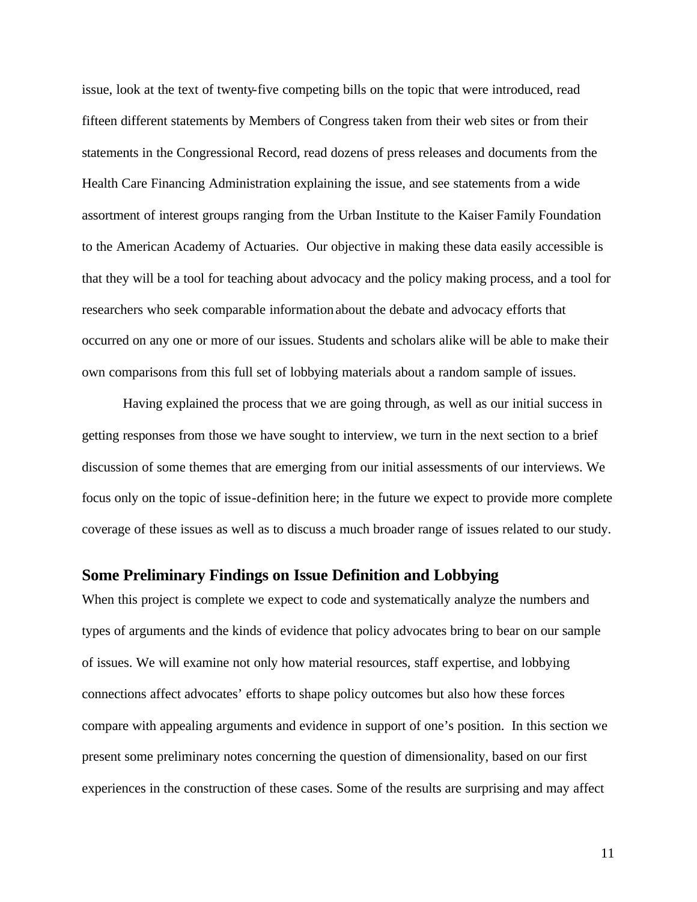issue, look at the text of twenty-five competing bills on the topic that were introduced, read fifteen different statements by Members of Congress taken from their web sites or from their statements in the Congressional Record, read dozens of press releases and documents from the Health Care Financing Administration explaining the issue, and see statements from a wide assortment of interest groups ranging from the Urban Institute to the Kaiser Family Foundation to the American Academy of Actuaries. Our objective in making these data easily accessible is that they will be a tool for teaching about advocacy and the policy making process, and a tool for researchers who seek comparable information about the debate and advocacy efforts that occurred on any one or more of our issues. Students and scholars alike will be able to make their own comparisons from this full set of lobbying materials about a random sample of issues.

Having explained the process that we are going through, as well as our initial success in getting responses from those we have sought to interview, we turn in the next section to a brief discussion of some themes that are emerging from our initial assessments of our interviews. We focus only on the topic of issue-definition here; in the future we expect to provide more complete coverage of these issues as well as to discuss a much broader range of issues related to our study.

## Some Preliminary Findings on Issue Definition and Lobbying

When this project is complete we expect to code and systematically analyze the numbers and types of arguments and the kinds of evidence that policy advocates bring to bear on our sample of issues. We will examine not only how material resources, staff expertise, and lobbying connections affect advocates' efforts to shape policy outcomes but also how these forces compare with appealing arguments and evidence in support of one's position. In this section we present some preliminary notes concerning the question of dimensionality, based on our first experiences in the construction of these cases. Some of the results are surprising and may affect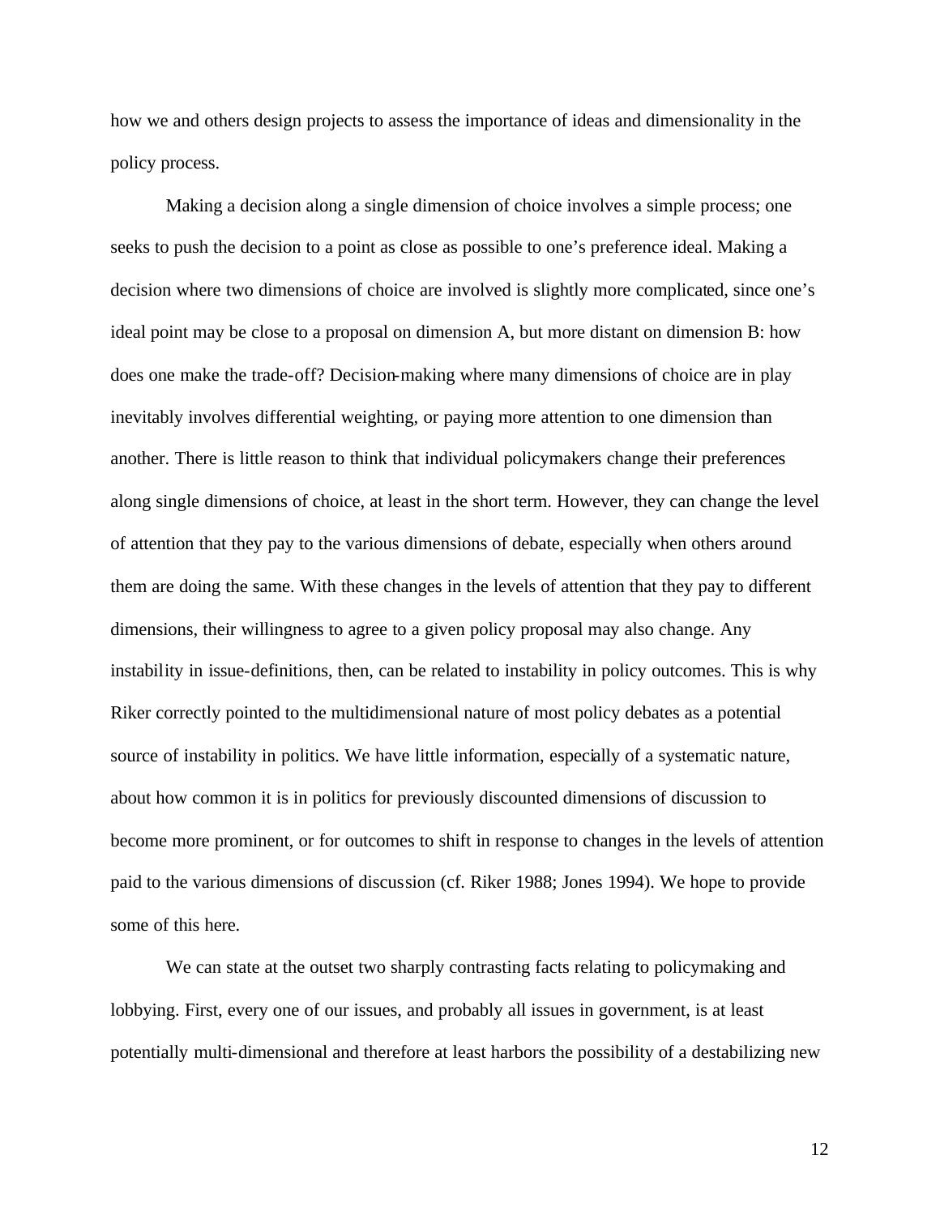how we and others design projects to assess the importance of ideas and dimensionality in the policy process.

Making a decision along a single dimension of choice involves a simple process; one seeks to push the decision to a point as close as possible to one's preference ideal. Making a decision where two dimensions of choice are involved is slightly more complicated, since one's ideal point may be close to a proposal on dimension A, but more distant on dimension B: how does one make the trade-off? Decision-making where many dimensions of choice are in play inevitably involves differential weighting, or paying more attention to one dimension than another. There is little reason to think that individual policymakers change their preferences along single dimensions of choice, at least in the short term. However, they can change the level of attention that they pay to the various dimensions of debate, especially when others around them are doing the same. With these changes in the levels of attention that they pay to different dimensions, their willingness to agree to a given policy proposal may also change. Any instability in issue-definitions, then, can be related to instability in policy outcomes. This is why Riker correctly pointed to the multidimensional nature of most policy debates as a potential source of instability in politics. We have little information, especially of a systematic nature, about how common it is in politics for previously discounted dimensions of discussion to become more prominent, or for outcomes to shift in response to changes in the levels of attention paid to the various dimensions of discussion (cf. Riker 1988; Jones 1994). We hope to provide some of this here.

We can state at the outset two sharply contrasting facts relating to policymaking and lobbying. First, every one of our issues, and probably all issues in government, is at least potentially multi-dimensional and therefore at least harbors the possibility of a destabilizing new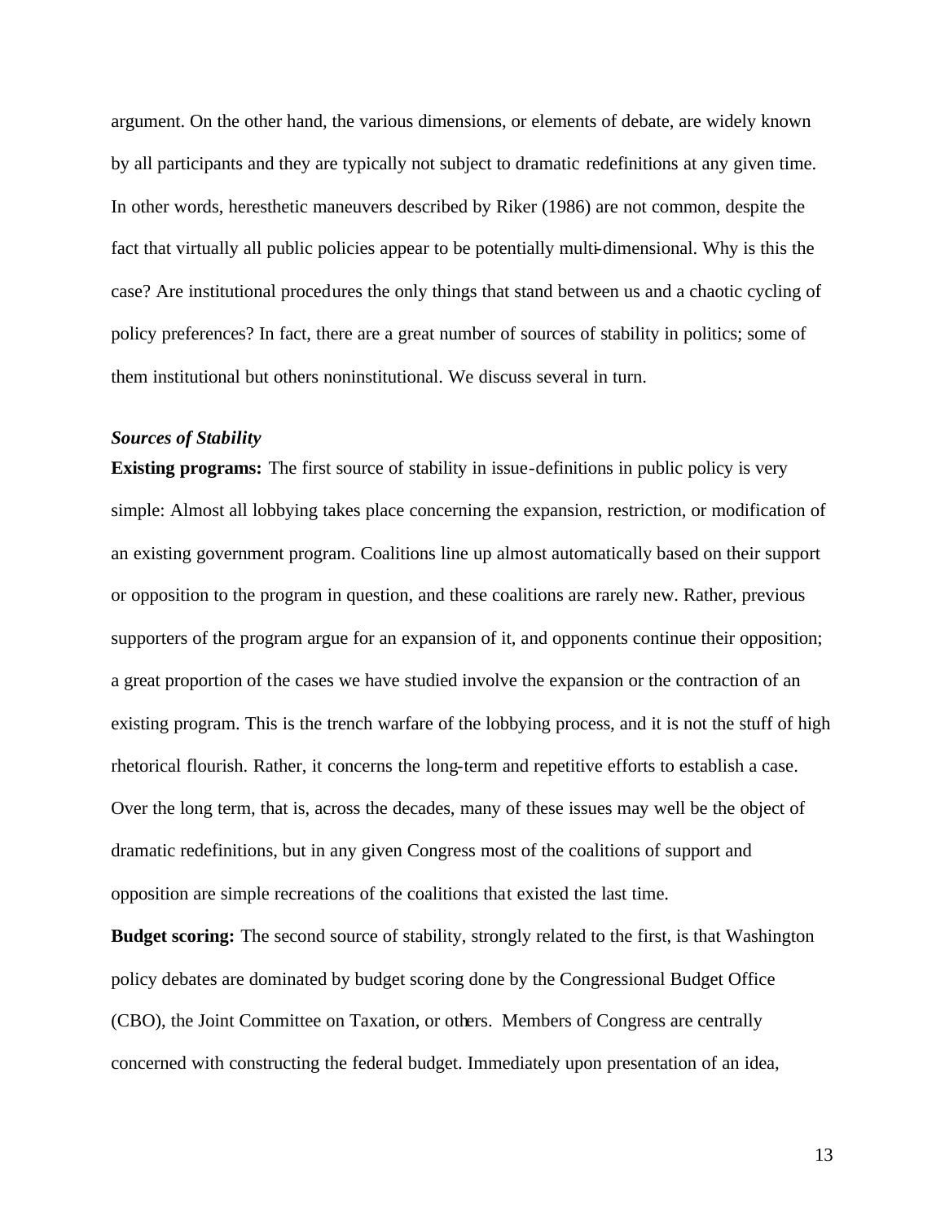argument. On the other hand, the various dimensions, or elements of debate, are widely known by all participants and they are typically not subject to dramatic redefinitions at any given time. In other words, heresthetic maneuvers described by Riker (1986) are not common, despite the fact that virtually all public policies appear to be potentially multi-dimensional. Why is this the case? Are institutional procedures the only things that stand between us and a chaotic cycling of policy preferences? In fact, there are a great number of sources of stability in politics; some of them institutional but others noninstitutional. We discuss several in turn.

***Sources of Stability***

**Existing programs:** The first source of stability in issue-definitions in public policy is very simple: Almost all lobbying takes place concerning the expansion, restriction, or modification of an existing government program. Coalitions line up almost automatically based on their support or opposition to the program in question, and these coalitions are rarely new. Rather, previous supporters of the program argue for an expansion of it, and opponents continue their opposition; a great proportion of the cases we have studied involve the expansion or the contraction of an existing program. This is the trench warfare of the lobbying process, and it is not the stuff of high rhetorical flourish. Rather, it concerns the long-term and repetitive efforts to establish a case. Over the long term, that is, across the decades, many of these issues may well be the object of dramatic redefinitions, but in any given Congress most of the coalitions of support and opposition are simple recreations of the coalitions that existed the last time.

**Budget scoring:** The second source of stability, strongly related to the first, is that Washington policy debates are dominated by budget scoring done by the Congressional Budget Office (CBO), the Joint Committee on Taxation, or others. Members of Congress are centrally concerned with constructing the federal budget. Immediately upon presentation of an idea,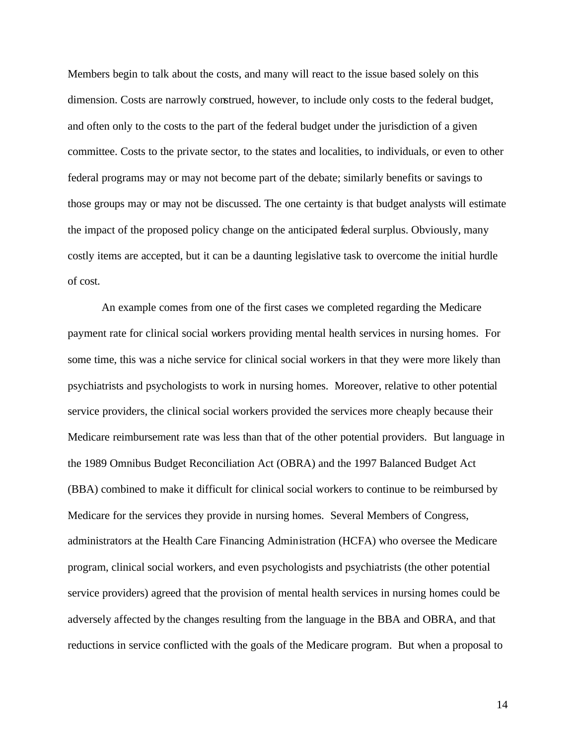Members begin to talk about the costs, and many will react to the issue based solely on this dimension. Costs are narrowly construed, however, to include only costs to the federal budget, and often only to the costs to the part of the federal budget under the jurisdiction of a given committee. Costs to the private sector, to the states and localities, to individuals, or even to other federal programs may or may not become part of the debate; similarly benefits or savings to those groups may or may not be discussed. The one certainty is that budget analysts will estimate the impact of the proposed policy change on the anticipated federal surplus. Obviously, many costly items are accepted, but it can be a daunting legislative task to overcome the initial hurdle of cost.

An example comes from one of the first cases we completed regarding the Medicare payment rate for clinical social workers providing mental health services in nursing homes. For some time, this was a niche service for clinical social workers in that they were more likely than psychiatrists and psychologists to work in nursing homes. Moreover, relative to other potential service providers, the clinical social workers provided the services more cheaply because their Medicare reimbursement rate was less than that of the other potential providers. But language in the 1989 Omnibus Budget Reconciliation Act (OBRA) and the 1997 Balanced Budget Act (BBA) combined to make it difficult for clinical social workers to continue to be reimbursed by Medicare for the services they provide in nursing homes. Several Members of Congress, administrators at the Health Care Financing Administration (HCFA) who oversee the Medicare program, clinical social workers, and even psychologists and psychiatrists (the other potential service providers) agreed that the provision of mental health services in nursing homes could be adversely affected by the changes resulting from the language in the BBA and OBRA, and that reductions in service conflicted with the goals of the Medicare program. But when a proposal to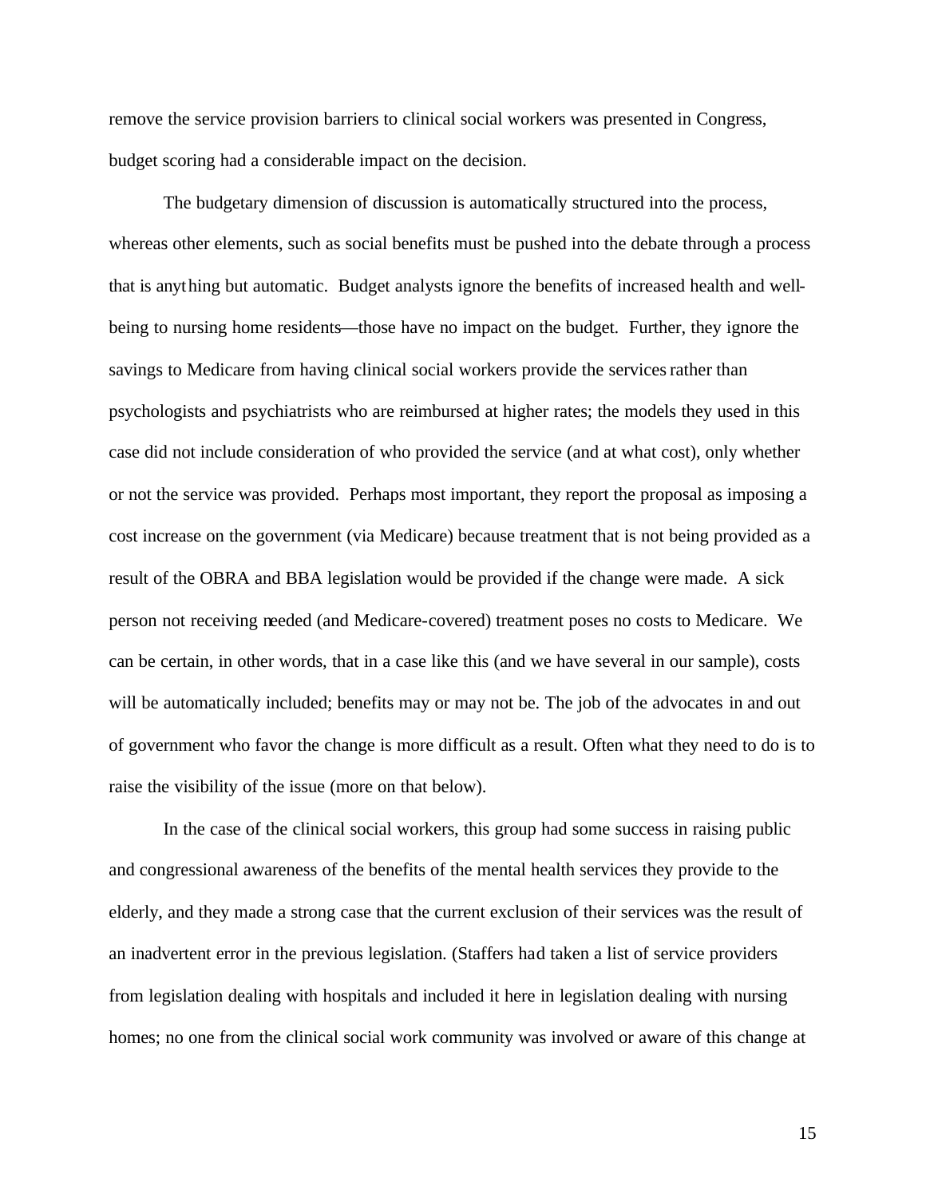remove the service provision barriers to clinical social workers was presented in Congress, budget scoring had a considerable impact on the decision.

The budgetary dimension of discussion is automatically structured into the process, whereas other elements, such as social benefits must be pushed into the debate through a process that is anything but automatic. Budget analysts ignore the benefits of increased health and well-being to nursing home residents—those have no impact on the budget. Further, they ignore the savings to Medicare from having clinical social workers provide the services rather than psychologists and psychiatrists who are reimbursed at higher rates; the models they used in this case did not include consideration of who provided the service (and at what cost), only whether or not the service was provided. Perhaps most important, they report the proposal as imposing a cost increase on the government (via Medicare) because treatment that is not being provided as a result of the OBRA and BBA legislation would be provided if the change were made. A sick person not receiving needed (and Medicare-covered) treatment poses no costs to Medicare. We can be certain, in other words, that in a case like this (and we have several in our sample), costs will be automatically included; benefits may or may not be. The job of the advocates in and out of government who favor the change is more difficult as a result. Often what they need to do is to raise the visibility of the issue (more on that below).

In the case of the clinical social workers, this group had some success in raising public and congressional awareness of the benefits of the mental health services they provide to the elderly, and they made a strong case that the current exclusion of their services was the result of an inadvertent error in the previous legislation. (Staffers had taken a list of service providers from legislation dealing with hospitals and included it here in legislation dealing with nursing homes; no one from the clinical social work community was involved or aware of this change at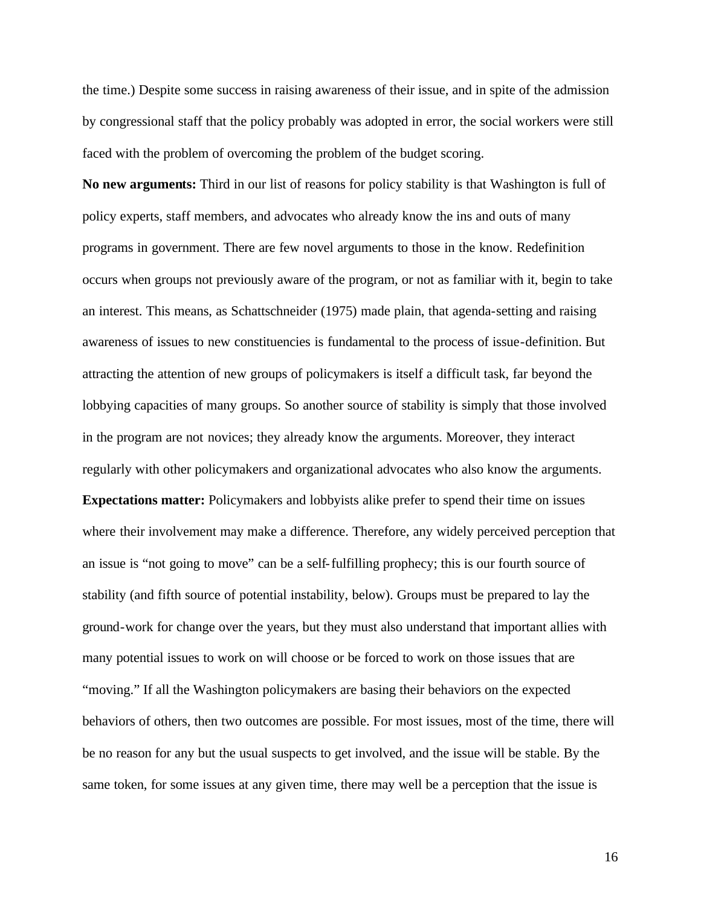the time.) Despite some success in raising awareness of their issue, and in spite of the admission by congressional staff that the policy probably was adopted in error, the social workers were still faced with the problem of overcoming the problem of the budget scoring.

**No new arguments:** Third in our list of reasons for policy stability is that Washington is full of policy experts, staff members, and advocates who already know the ins and outs of many programs in government. There are few novel arguments to those in the know. Redefinition occurs when groups not previously aware of the program, or not as familiar with it, begin to take an interest. This means, as Schattschneider (1975) made plain, that agenda-setting and raising awareness of issues to new constituencies is fundamental to the process of issue-definition. But attracting the attention of new groups of policymakers is itself a difficult task, far beyond the lobbying capacities of many groups. So another source of stability is simply that those involved in the program are not novices; they already know the arguments. Moreover, they interact regularly with other policymakers and organizational advocates who also know the arguments.

**Expectations matter:** Policymakers and lobbyists alike prefer to spend their time on issues where their involvement may make a difference. Therefore, any widely perceived perception that an issue is "not going to move" can be a self-fulfilling prophecy; this is our fourth source of stability (and fifth source of potential instability, below). Groups must be prepared to lay the ground-work for change over the years, but they must also understand that important allies with many potential issues to work on will choose or be forced to work on those issues that are "moving." If all the Washington policymakers are basing their behaviors on the expected behaviors of others, then two outcomes are possible. For most issues, most of the time, there will be no reason for any but the usual suspects to get involved, and the issue will be stable. By the same token, for some issues at any given time, there may well be a perception that the issue is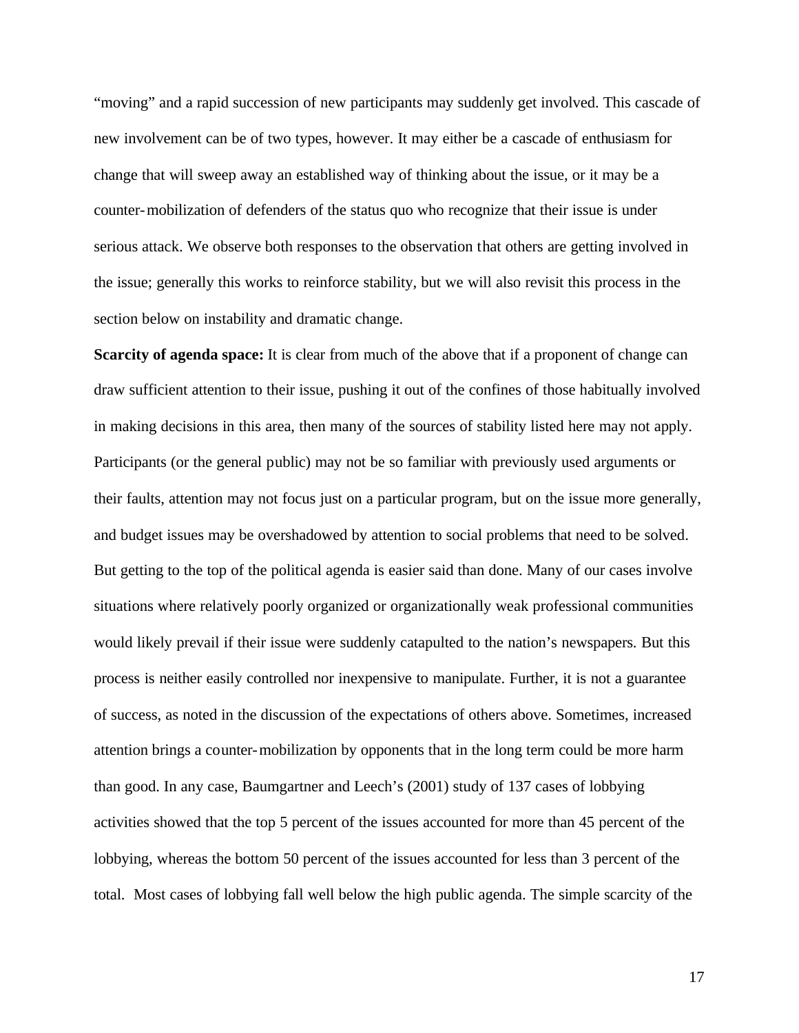"moving" and a rapid succession of new participants may suddenly get involved. This cascade of new involvement can be of two types, however. It may either be a cascade of enthusiasm for change that will sweep away an established way of thinking about the issue, or it may be a counter-mobilization of defenders of the status quo who recognize that their issue is under serious attack. We observe both responses to the observation that others are getting involved in the issue; generally this works to reinforce stability, but we will also revisit this process in the section below on instability and dramatic change.

**Scarcity of agenda space:** It is clear from much of the above that if a proponent of change can draw sufficient attention to their issue, pushing it out of the confines of those habitually involved in making decisions in this area, then many of the sources of stability listed here may not apply. Participants (or the general public) may not be so familiar with previously used arguments or their faults, attention may not focus just on a particular program, but on the issue more generally, and budget issues may be overshadowed by attention to social problems that need to be solved. But getting to the top of the political agenda is easier said than done. Many of our cases involve situations where relatively poorly organized or organizationally weak professional communities would likely prevail if their issue were suddenly catapulted to the nation's newspapers. But this process is neither easily controlled nor inexpensive to manipulate. Further, it is not a guarantee of success, as noted in the discussion of the expectations of others above. Sometimes, increased attention brings a counter-mobilization by opponents that in the long term could be more harm than good. In any case, Baumgartner and Leech's (2001) study of 137 cases of lobbying activities showed that the top 5 percent of the issues accounted for more than 45 percent of the lobbying, whereas the bottom 50 percent of the issues accounted for less than 3 percent of the total. Most cases of lobbying fall well below the high public agenda. The simple scarcity of the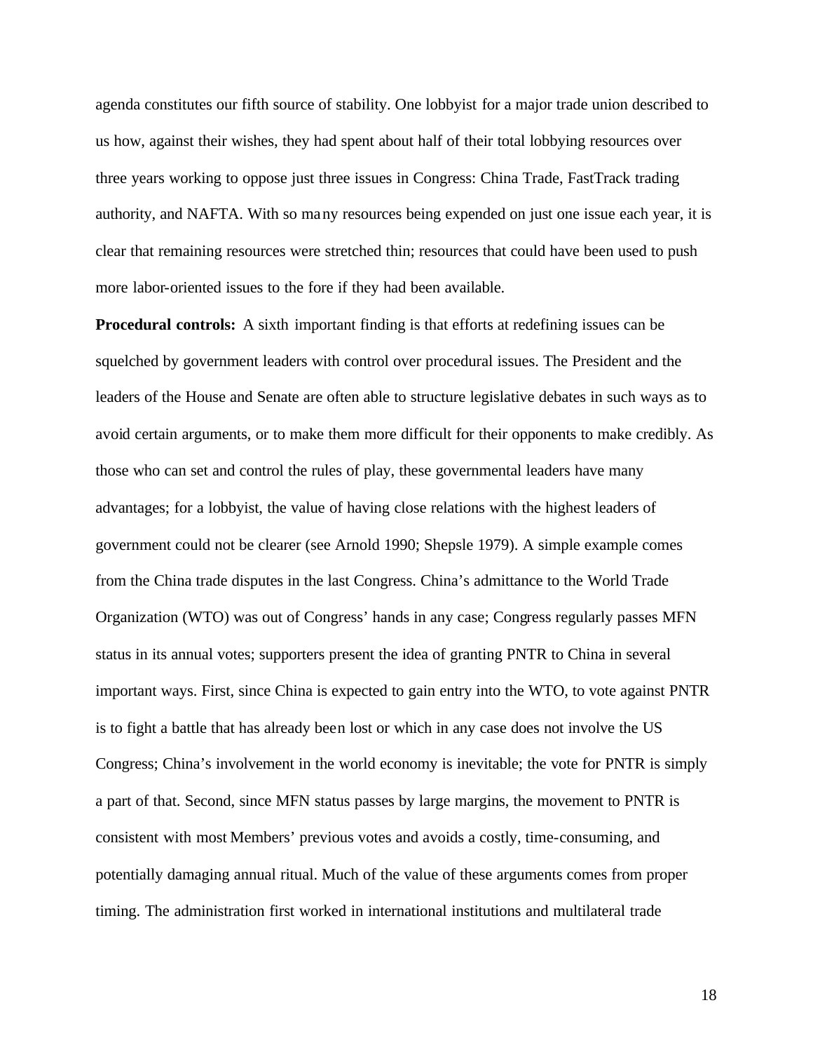agenda constitutes our fifth source of stability. One lobbyist for a major trade union described to us how, against their wishes, they had spent about half of their total lobbying resources over three years working to oppose just three issues in Congress: China Trade, FastTrack trading authority, and NAFTA. With so many resources being expended on just one issue each year, it is clear that remaining resources were stretched thin; resources that could have been used to push more labor-oriented issues to the fore if they had been available.

**Procedural controls:** A sixth important finding is that efforts at redefining issues can be squelched by government leaders with control over procedural issues. The President and the leaders of the House and Senate are often able to structure legislative debates in such ways as to avoid certain arguments, or to make them more difficult for their opponents to make credibly. As those who can set and control the rules of play, these governmental leaders have many advantages; for a lobbyist, the value of having close relations with the highest leaders of government could not be clearer (see Arnold 1990; Shepsle 1979). A simple example comes from the China trade disputes in the last Congress. China's admittance to the World Trade Organization (WTO) was out of Congress' hands in any case; Congress regularly passes MFN status in its annual votes; supporters present the idea of granting PNTR to China in several important ways. First, since China is expected to gain entry into the WTO, to vote against PNTR is to fight a battle that has already been lost or which in any case does not involve the US Congress; China's involvement in the world economy is inevitable; the vote for PNTR is simply a part of that. Second, since MFN status passes by large margins, the movement to PNTR is consistent with most Members' previous votes and avoids a costly, time-consuming, and potentially damaging annual ritual. Much of the value of these arguments comes from proper timing. The administration first worked in international institutions and multilateral trade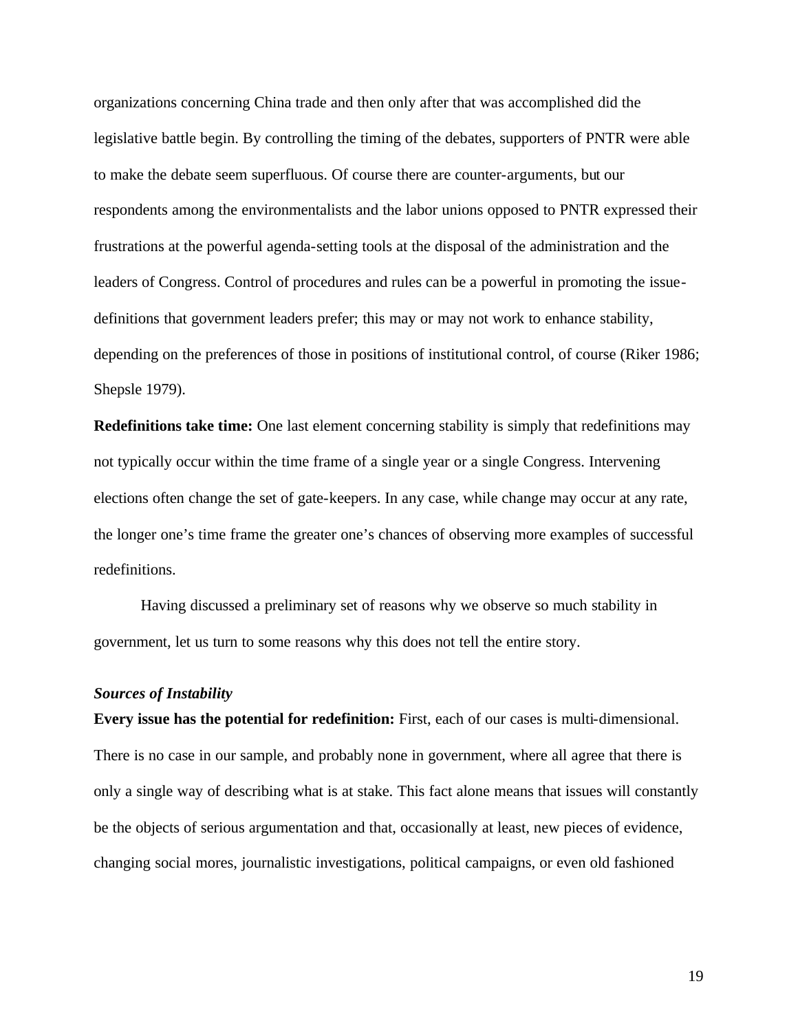organizations concerning China trade and then only after that was accomplished did the legislative battle begin. By controlling the timing of the debates, supporters of PNTR were able to make the debate seem superfluous. Of course there are counter-arguments, but our respondents among the environmentalists and the labor unions opposed to PNTR expressed their frustrations at the powerful agenda-setting tools at the disposal of the administration and the leaders of Congress. Control of procedures and rules can be a powerful in promoting the issue-definitions that government leaders prefer; this may or may not work to enhance stability, depending on the preferences of those in positions of institutional control, of course (Riker 1986; Shepsle 1979).

**Redefinitions take time:** One last element concerning stability is simply that redefinitions may not typically occur within the time frame of a single year or a single Congress. Intervening elections often change the set of gate-keepers. In any case, while change may occur at any rate, the longer one's time frame the greater one's chances of observing more examples of successful redefinitions.

Having discussed a preliminary set of reasons why we observe so much stability in government, let us turn to some reasons why this does not tell the entire story.

***Sources of Instability***

**Every issue has the potential for redefinition:** First, each of our cases is multi-dimensional. There is no case in our sample, and probably none in government, where all agree that there is only a single way of describing what is at stake. This fact alone means that issues will constantly be the objects of serious argumentation and that, occasionally at least, new pieces of evidence, changing social mores, journalistic investigations, political campaigns, or even old fashioned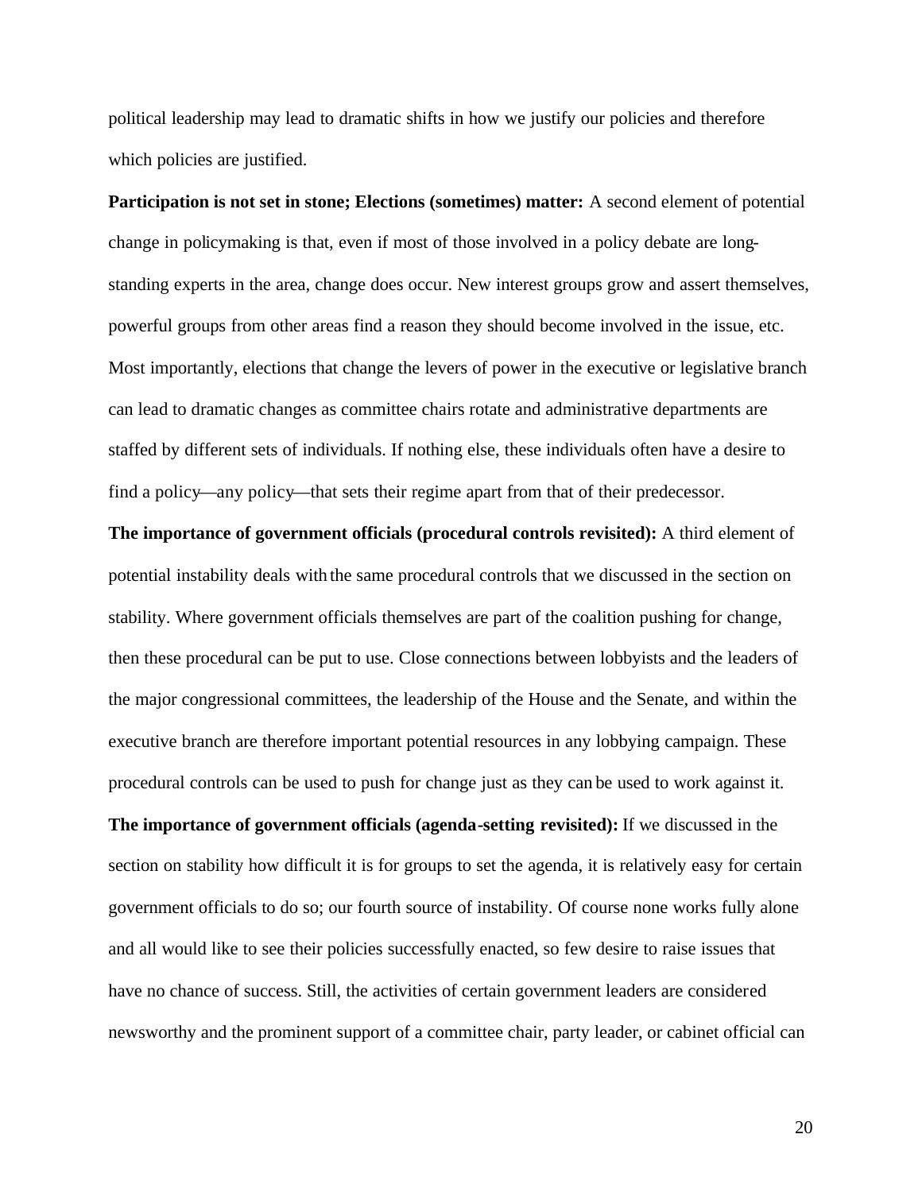political leadership may lead to dramatic shifts in how we justify our policies and therefore which policies are justified.

**Participation is not set in stone; Elections (sometimes) matter:** A second element of potential change in policymaking is that, even if most of those involved in a policy debate are long-standing experts in the area, change does occur. New interest groups grow and assert themselves, powerful groups from other areas find a reason they should become involved in the issue, etc. Most importantly, elections that change the levers of power in the executive or legislative branch can lead to dramatic changes as committee chairs rotate and administrative departments are staffed by different sets of individuals. If nothing else, these individuals often have a desire to find a policy—any policy—that sets their regime apart from that of their predecessor.

**The importance of government officials (procedural controls revisited):** A third element of potential instability deals with the same procedural controls that we discussed in the section on stability. Where government officials themselves are part of the coalition pushing for change, then these procedural can be put to use. Close connections between lobbyists and the leaders of the major congressional committees, the leadership of the House and the Senate, and within the executive branch are therefore important potential resources in any lobbying campaign. These procedural controls can be used to push for change just as they can be used to work against it.

**The importance of government officials (agenda-setting revisited):** If we discussed in the section on stability how difficult it is for groups to set the agenda, it is relatively easy for certain government officials to do so; our fourth source of instability. Of course none works fully alone and all would like to see their policies successfully enacted, so few desire to raise issues that have no chance of success. Still, the activities of certain government leaders are considered newsworthy and the prominent support of a committee chair, party leader, or cabinet official can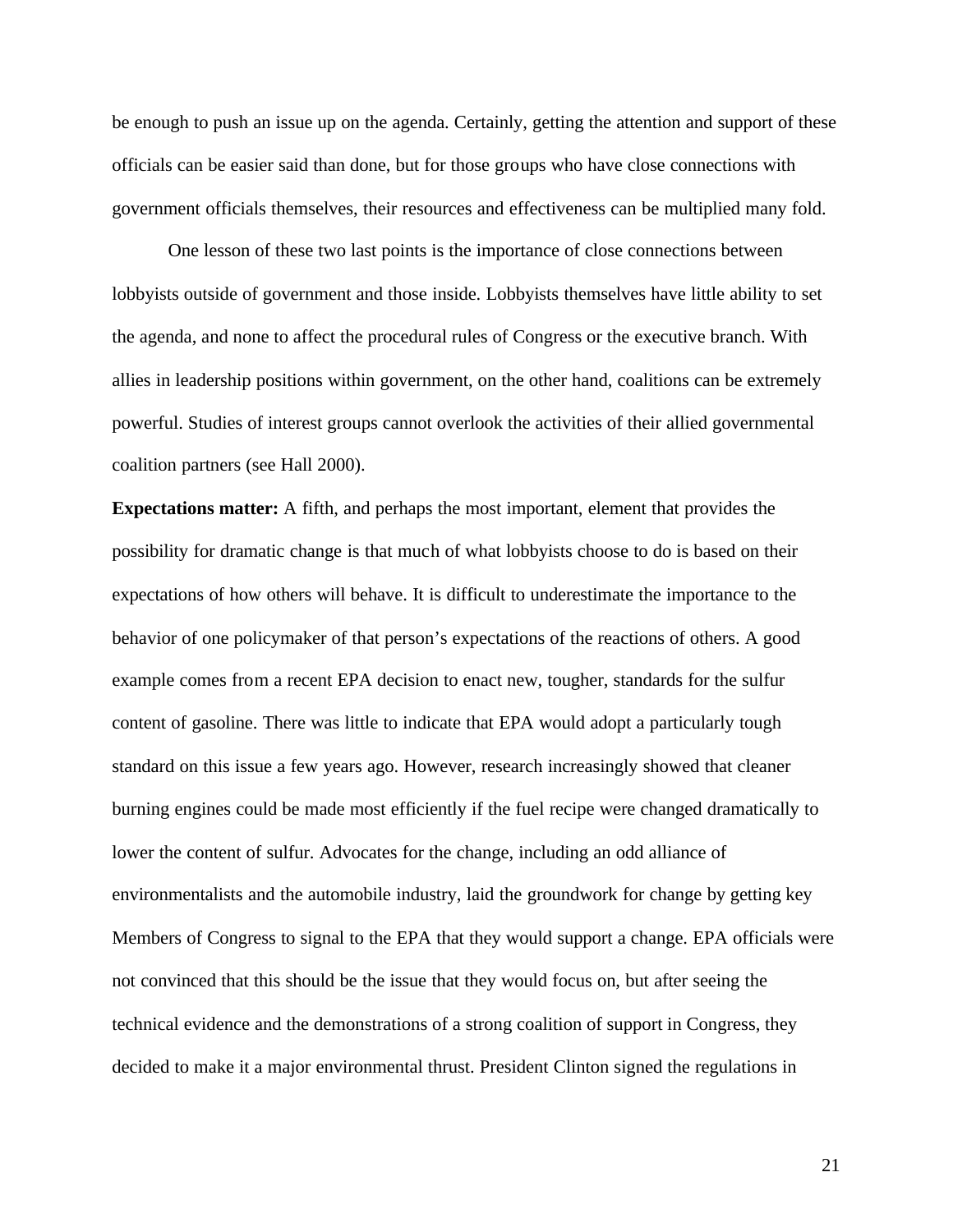be enough to push an issue up on the agenda. Certainly, getting the attention and support of these officials can be easier said than done, but for those groups who have close connections with government officials themselves, their resources and effectiveness can be multiplied many fold.

One lesson of these two last points is the importance of close connections between lobbyists outside of government and those inside. Lobbyists themselves have little ability to set the agenda, and none to affect the procedural rules of Congress or the executive branch. With allies in leadership positions within government, on the other hand, coalitions can be extremely powerful. Studies of interest groups cannot overlook the activities of their allied governmental coalition partners (see Hall 2000).

**Expectations matter:** A fifth, and perhaps the most important, element that provides the possibility for dramatic change is that much of what lobbyists choose to do is based on their expectations of how others will behave. It is difficult to underestimate the importance to the behavior of one policymaker of that person's expectations of the reactions of others. A good example comes from a recent EPA decision to enact new, tougher, standards for the sulfur content of gasoline. There was little to indicate that EPA would adopt a particularly tough standard on this issue a few years ago. However, research increasingly showed that cleaner burning engines could be made most efficiently if the fuel recipe were changed dramatically to lower the content of sulfur. Advocates for the change, including an odd alliance of environmentalists and the automobile industry, laid the groundwork for change by getting key Members of Congress to signal to the EPA that they would support a change. EPA officials were not convinced that this should be the issue that they would focus on, but after seeing the technical evidence and the demonstrations of a strong coalition of support in Congress, they decided to make it a major environmental thrust. President Clinton signed the regulations in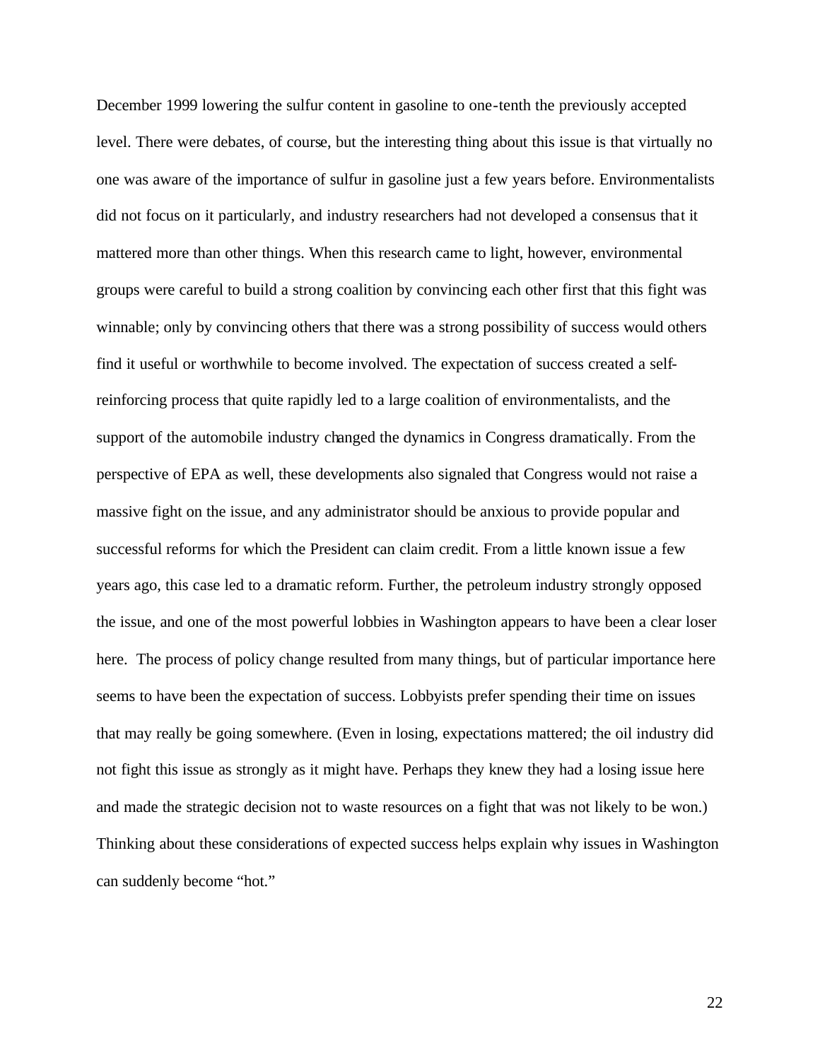December 1999 lowering the sulfur content in gasoline to one-tenth the previously accepted level. There were debates, of course, but the interesting thing about this issue is that virtually no one was aware of the importance of sulfur in gasoline just a few years before. Environmentalists did not focus on it particularly, and industry researchers had not developed a consensus that it mattered more than other things. When this research came to light, however, environmental groups were careful to build a strong coalition by convincing each other first that this fight was winnable; only by convincing others that there was a strong possibility of success would others find it useful or worthwhile to become involved. The expectation of success created a self-reinforcing process that quite rapidly led to a large coalition of environmentalists, and the support of the automobile industry changed the dynamics in Congress dramatically. From the perspective of EPA as well, these developments also signaled that Congress would not raise a massive fight on the issue, and any administrator should be anxious to provide popular and successful reforms for which the President can claim credit. From a little known issue a few years ago, this case led to a dramatic reform. Further, the petroleum industry strongly opposed the issue, and one of the most powerful lobbies in Washington appears to have been a clear loser here. The process of policy change resulted from many things, but of particular importance here seems to have been the expectation of success. Lobbyists prefer spending their time on issues that may really be going somewhere. (Even in losing, expectations mattered; the oil industry did not fight this issue as strongly as it might have. Perhaps they knew they had a losing issue here and made the strategic decision not to waste resources on a fight that was not likely to be won.) Thinking about these considerations of expected success helps explain why issues in Washington can suddenly become "hot."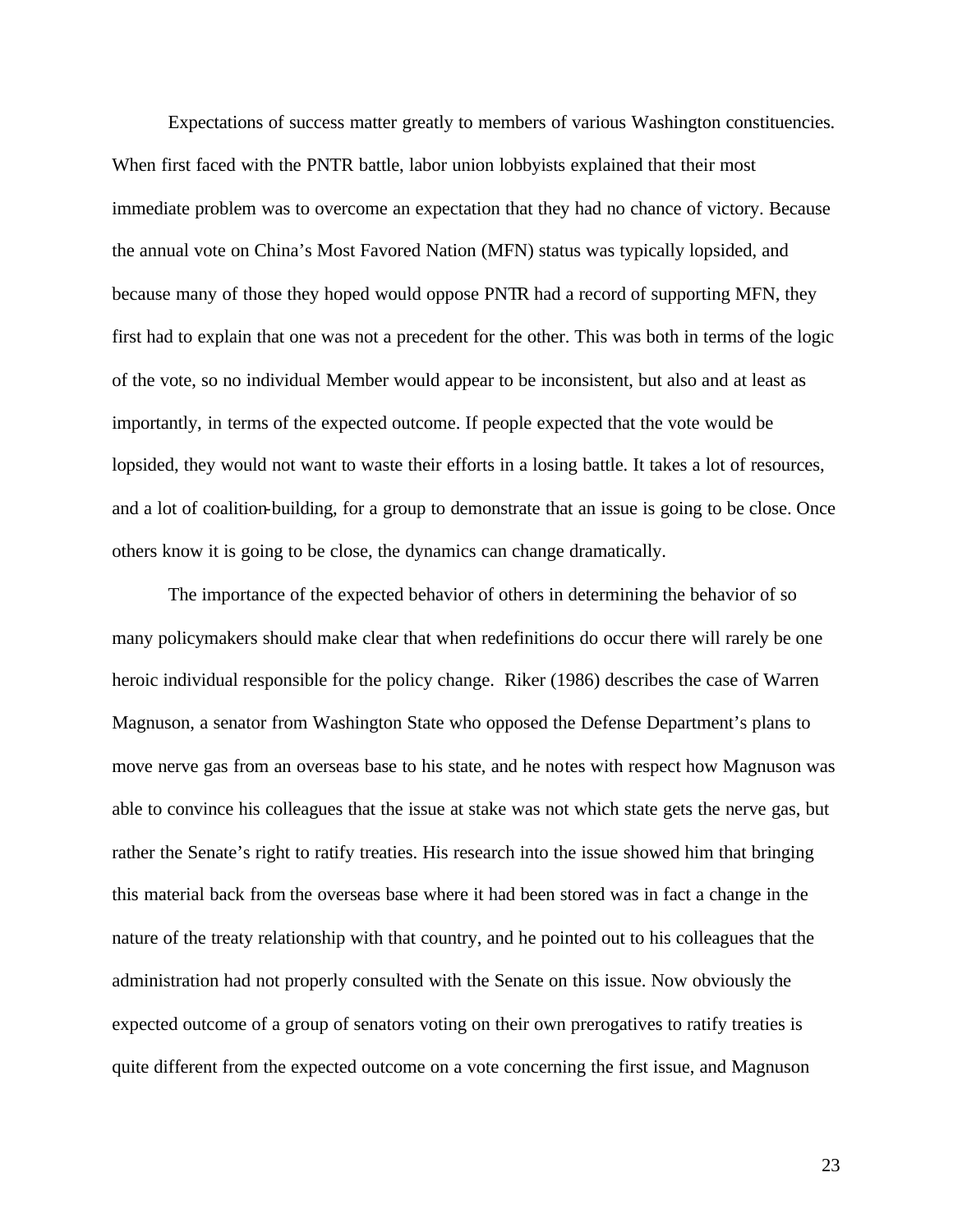Expectations of success matter greatly to members of various Washington constituencies. When first faced with the PNTR battle, labor union lobbyists explained that their most immediate problem was to overcome an expectation that they had no chance of victory. Because the annual vote on China's Most Favored Nation (MFN) status was typically lopsided, and because many of those they hoped would oppose PNTR had a record of supporting MFN, they first had to explain that one was not a precedent for the other. This was both in terms of the logic of the vote, so no individual Member would appear to be inconsistent, but also and at least as importantly, in terms of the expected outcome. If people expected that the vote would be lopsided, they would not want to waste their efforts in a losing battle. It takes a lot of resources, and a lot of coalition-building, for a group to demonstrate that an issue is going to be close. Once others know it is going to be close, the dynamics can change dramatically.

The importance of the expected behavior of others in determining the behavior of so many policymakers should make clear that when redefinitions do occur there will rarely be one heroic individual responsible for the policy change. Riker (1986) describes the case of Warren Magnuson, a senator from Washington State who opposed the Defense Department's plans to move nerve gas from an overseas base to his state, and he notes with respect how Magnuson was able to convince his colleagues that the issue at stake was not which state gets the nerve gas, but rather the Senate's right to ratify treaties. His research into the issue showed him that bringing this material back from the overseas base where it had been stored was in fact a change in the nature of the treaty relationship with that country, and he pointed out to his colleagues that the administration had not properly consulted with the Senate on this issue. Now obviously the expected outcome of a group of senators voting on their own prerogatives to ratify treaties is quite different from the expected outcome on a vote concerning the first issue, and Magnuson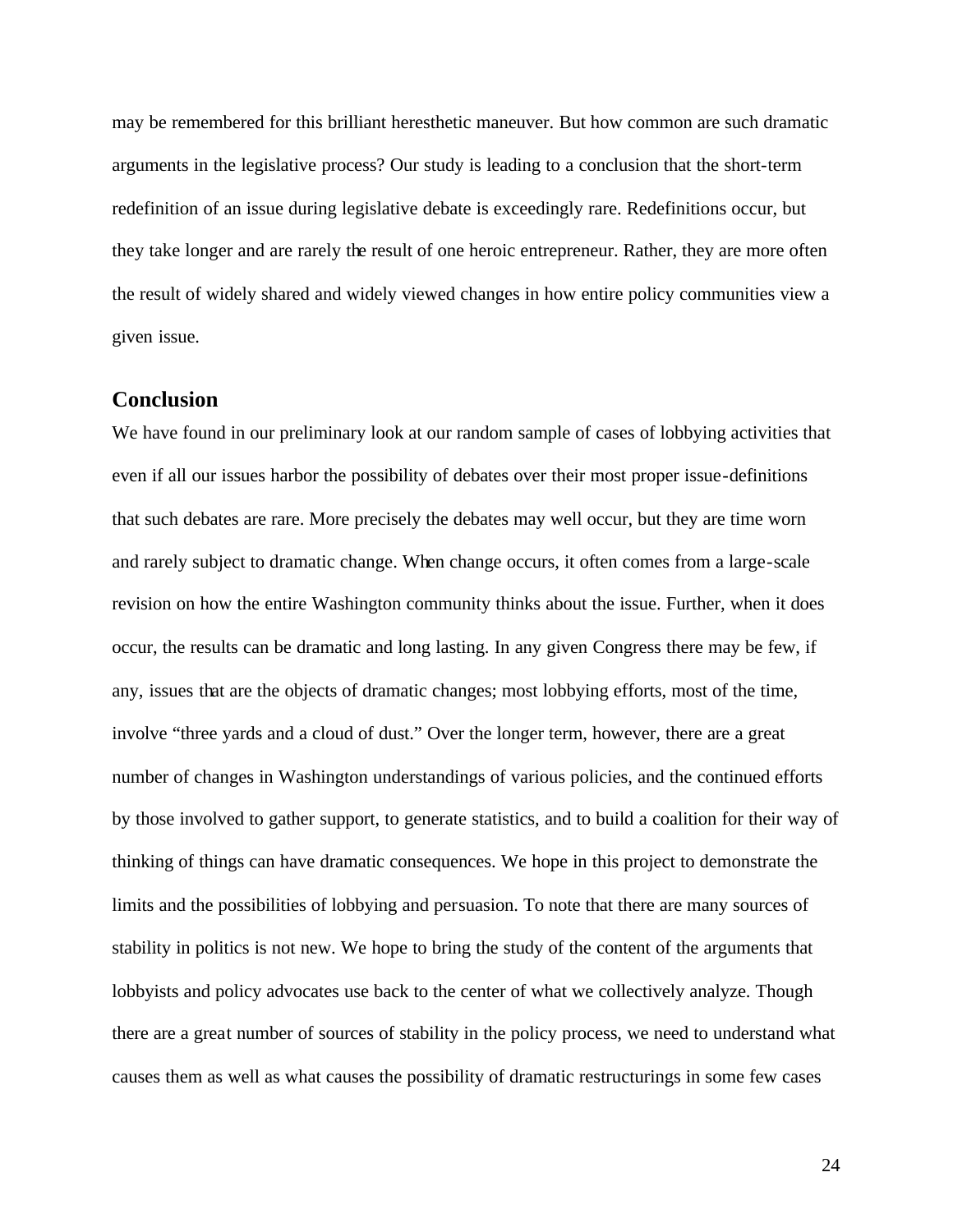may be remembered for this brilliant heresthetic maneuver. But how common are such dramatic arguments in the legislative process? Our study is leading to a conclusion that the short-term redefinition of an issue during legislative debate is exceedingly rare. Redefinitions occur, but they take longer and are rarely the result of one heroic entrepreneur. Rather, they are more often the result of widely shared and widely viewed changes in how entire policy communities view a given issue.

## Conclusion

We have found in our preliminary look at our random sample of cases of lobbying activities that even if all our issues harbor the possibility of debates over their most proper issue-definitions that such debates are rare. More precisely the debates may well occur, but they are time worn and rarely subject to dramatic change. When change occurs, it often comes from a large-scale revision on how the entire Washington community thinks about the issue. Further, when it does occur, the results can be dramatic and long lasting. In any given Congress there may be few, if any, issues that are the objects of dramatic changes; most lobbying efforts, most of the time, involve "three yards and a cloud of dust." Over the longer term, however, there are a great number of changes in Washington understandings of various policies, and the continued efforts by those involved to gather support, to generate statistics, and to build a coalition for their way of thinking of things can have dramatic consequences. We hope in this project to demonstrate the limits and the possibilities of lobbying and persuasion. To note that there are many sources of stability in politics is not new. We hope to bring the study of the content of the arguments that lobbyists and policy advocates use back to the center of what we collectively analyze. Though there are a great number of sources of stability in the policy process, we need to understand what causes them as well as what causes the possibility of dramatic restructurings in some few cases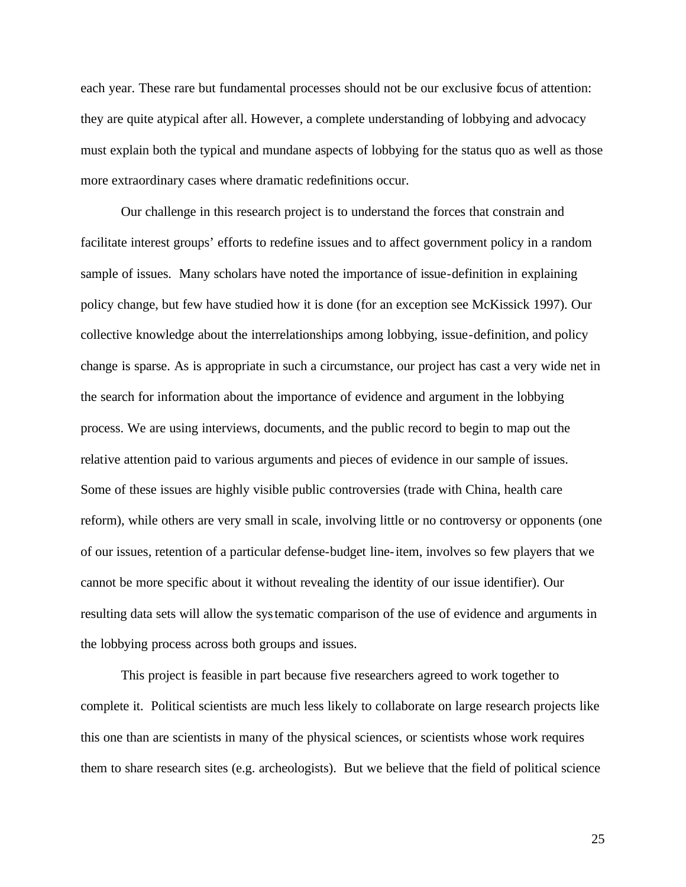each year. These rare but fundamental processes should not be our exclusive focus of attention: they are quite atypical after all. However, a complete understanding of lobbying and advocacy must explain both the typical and mundane aspects of lobbying for the status quo as well as those more extraordinary cases where dramatic redefinitions occur.

Our challenge in this research project is to understand the forces that constrain and facilitate interest groups' efforts to redefine issues and to affect government policy in a random sample of issues. Many scholars have noted the importance of issue-definition in explaining policy change, but few have studied how it is done (for an exception see McKissick 1997). Our collective knowledge about the interrelationships among lobbying, issue-definition, and policy change is sparse. As is appropriate in such a circumstance, our project has cast a very wide net in the search for information about the importance of evidence and argument in the lobbying process. We are using interviews, documents, and the public record to begin to map out the relative attention paid to various arguments and pieces of evidence in our sample of issues. Some of these issues are highly visible public controversies (trade with China, health care reform), while others are very small in scale, involving little or no controversy or opponents (one of our issues, retention of a particular defense-budget line-item, involves so few players that we cannot be more specific about it without revealing the identity of our issue identifier). Our resulting data sets will allow the systematic comparison of the use of evidence and arguments in the lobbying process across both groups and issues.

This project is feasible in part because five researchers agreed to work together to complete it. Political scientists are much less likely to collaborate on large research projects like this one than are scientists in many of the physical sciences, or scientists whose work requires them to share research sites (e.g. archeologists). But we believe that the field of political science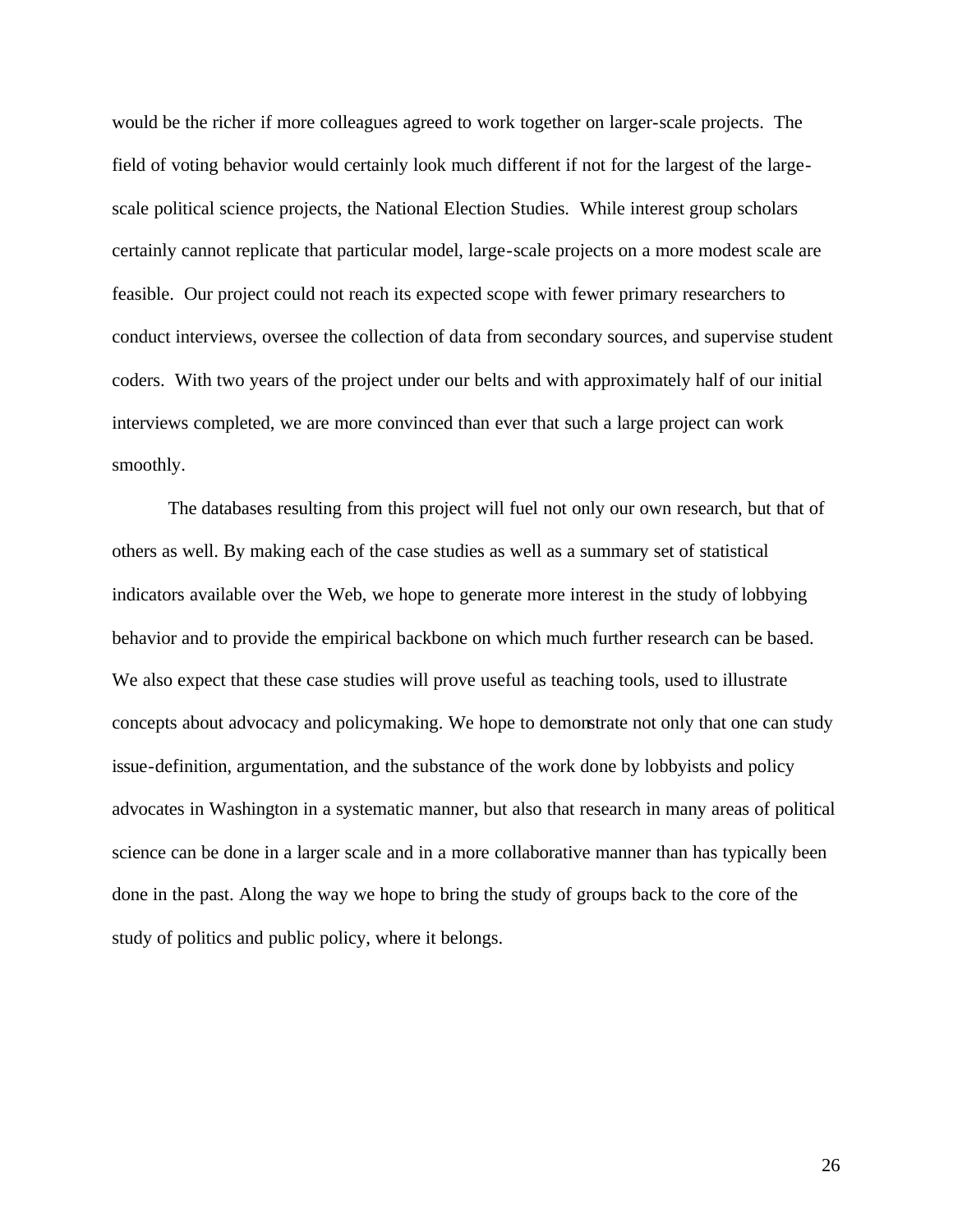would be the richer if more colleagues agreed to work together on larger-scale projects. The field of voting behavior would certainly look much different if not for the largest of the large-scale political science projects, the National Election Studies. While interest group scholars certainly cannot replicate that particular model, large-scale projects on a more modest scale are feasible. Our project could not reach its expected scope with fewer primary researchers to conduct interviews, oversee the collection of data from secondary sources, and supervise student coders. With two years of the project under our belts and with approximately half of our initial interviews completed, we are more convinced than ever that such a large project can work smoothly.

The databases resulting from this project will fuel not only our own research, but that of others as well. By making each of the case studies as well as a summary set of statistical indicators available over the Web, we hope to generate more interest in the study of lobbying behavior and to provide the empirical backbone on which much further research can be based. We also expect that these case studies will prove useful as teaching tools, used to illustrate concepts about advocacy and policymaking. We hope to demonstrate not only that one can study issue-definition, argumentation, and the substance of the work done by lobbyists and policy advocates in Washington in a systematic manner, but also that research in many areas of political science can be done in a larger scale and in a more collaborative manner than has typically been done in the past. Along the way we hope to bring the study of groups back to the core of the study of politics and public policy, where it belongs.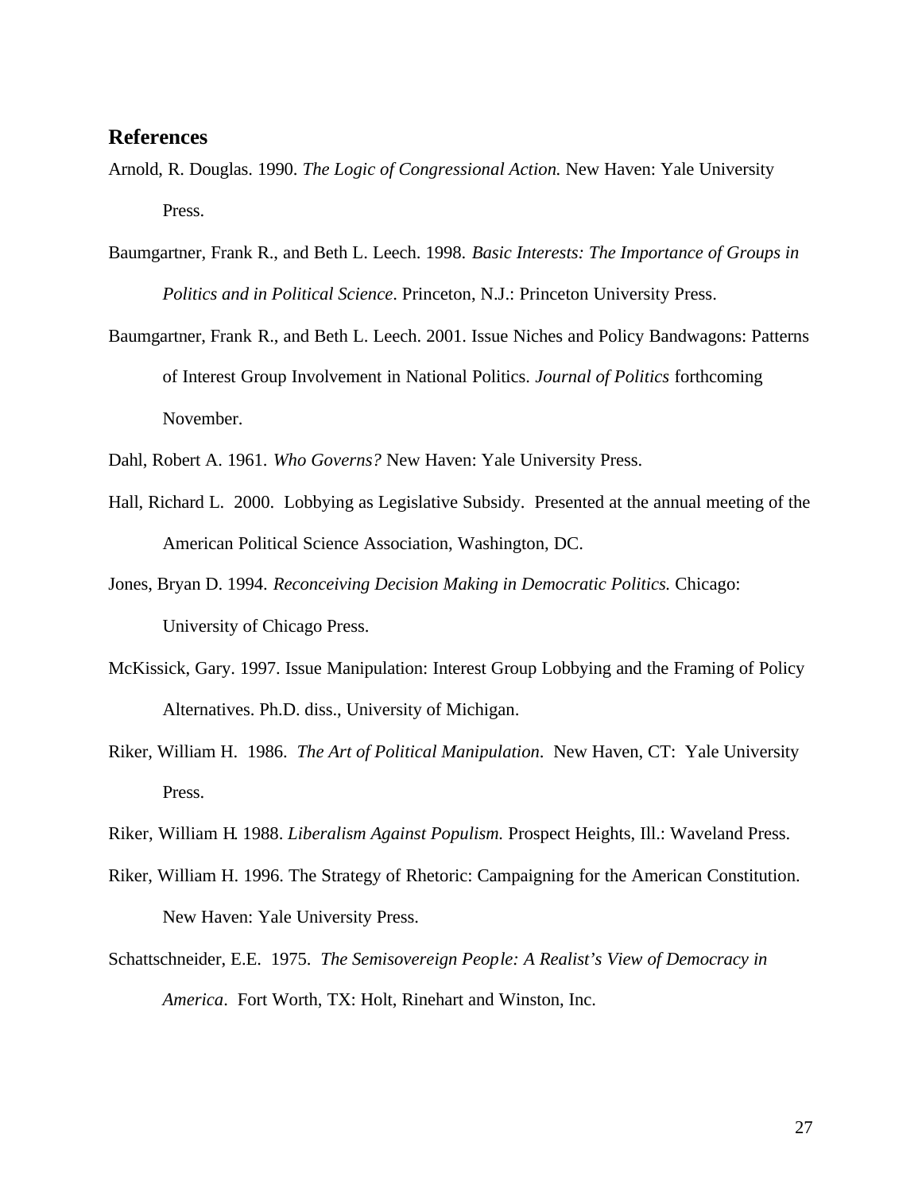## References

Arnold, R. Douglas. 1990. *The Logic of Congressional Action.* New Haven: Yale University Press.

Baumgartner, Frank R., and Beth L. Leech. 1998. *Basic Interests: The Importance of Groups in Politics and in Political Science*. Princeton, N.J.: Princeton University Press.

Baumgartner, Frank R., and Beth L. Leech. 2001. Issue Niches and Policy Bandwagons: Patterns of Interest Group Involvement in National Politics. *Journal of Politics* forthcoming November.

Dahl, Robert A. 1961. *Who Governs?* New Haven: Yale University Press.

Hall, Richard L. 2000. Lobbying as Legislative Subsidy. Presented at the annual meeting of the American Political Science Association, Washington, DC.

Jones, Bryan D. 1994. *Reconceiving Decision Making in Democratic Politics.* Chicago: University of Chicago Press.

McKissick, Gary. 1997. Issue Manipulation: Interest Group Lobbying and the Framing of Policy Alternatives. Ph.D. diss., University of Michigan.

Riker, William H. 1986. *The Art of Political Manipulation*. New Haven, CT: Yale University Press.

Riker, William H. 1988. *Liberalism Against Populism.* Prospect Heights, Ill.: Waveland Press.

Riker, William H. 1996. The Strategy of Rhetoric: Campaigning for the American Constitution. New Haven: Yale University Press.

Schattschneider, E.E. 1975. *The Semisovereign People: A Realist's View of Democracy in America*. Fort Worth, TX: Holt, Rinehart and Winston, Inc.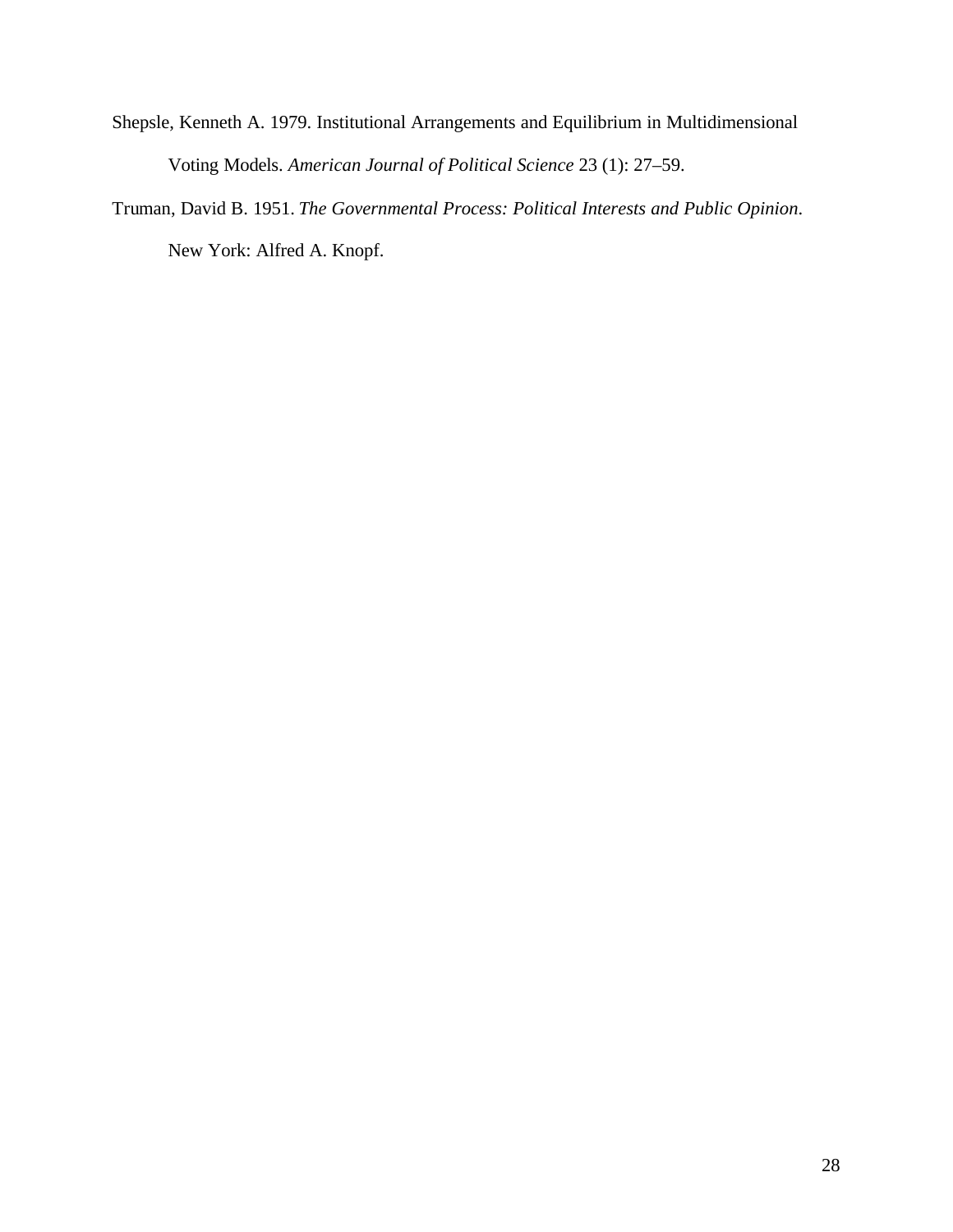Shepsle, Kenneth A. 1979. Institutional Arrangements and Equilibrium in Multidimensional Voting Models. *American Journal of Political Science* 23 (1): 27–59.

Truman, David B. 1951. *The Governmental Process: Political Interests and Public Opinion*. New York: Alfred A. Knopf.